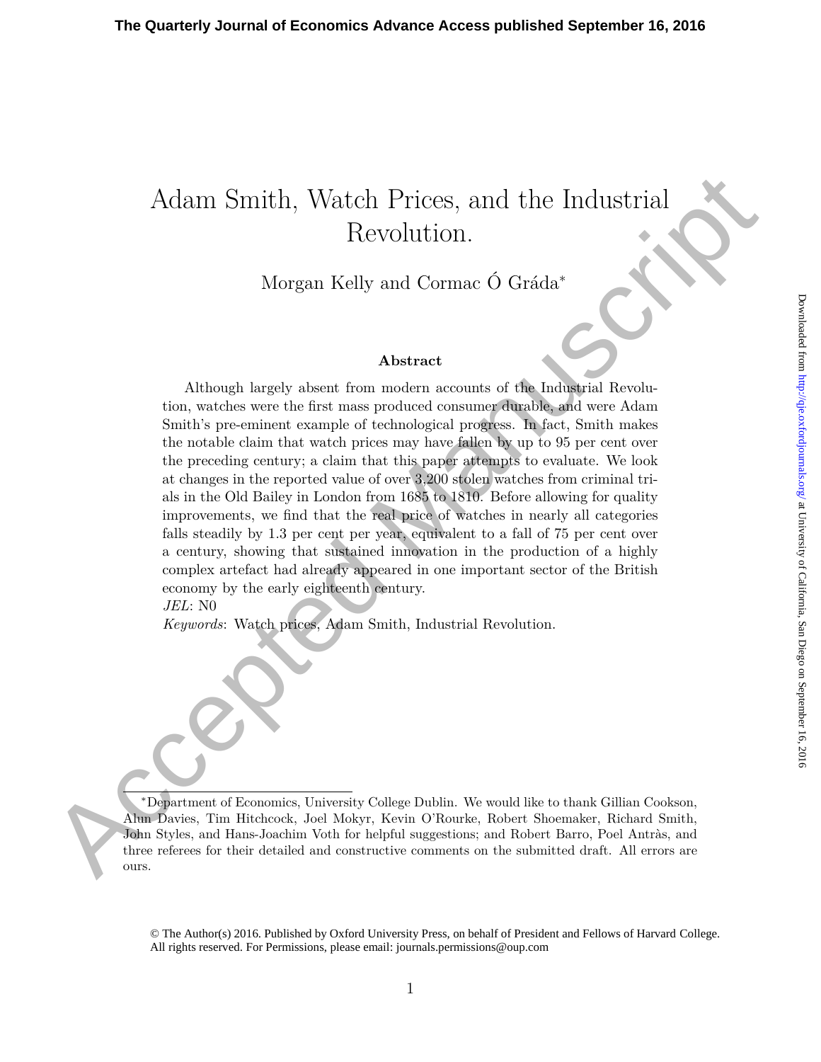# Adam Smith, Watch Prices, and the Industrial Revolution.

Morgan Kelly and Cormac Ó Gráda*

## Abstract

Although largely absent from modern accounts of the Industrial Revolution, watches were the first mass produced consumer durable, and were Adam Smith's pre-eminent example of technological progress. In fact, Smith makes the notable claim that watch prices may have fallen by up to 95 per cent over the preceding century; a claim that this paper attempts to evaluate. We look at changes in the reported value of over 3,200 stolen watches from criminal trials in the Old Bailey in London from 1685 to 1810. Before allowing for quality improvements, we find that the real price of watches in nearly all categories falls steadily by 1.3 per cent per year, equivalent to a fall of 75 per cent over a century, showing that sustained innovation in the production of a highly complex artefact had already appeared in one important sector of the British economy by the early eighteenth century.

*JEL*: N0

*Keywords*: Watch prices, Adam Smith, Industrial Revolution.

---

*Department of Economics, University College Dublin. We would like to thank Gillian Cookson, Alun Davies, Tim Hitchcock, Joel Mokyr, Kevin O'Rourke, Robert Shoemaker, Richard Smith, John Styles, and Hans-Joachim Voth for helpful suggestions; and Robert Barro, Poel Antràs, and three referees for their detailed and constructive comments on the submitted draft. All errors are ours.

© The Author(s) 2016. Published by Oxford University Press, on behalf of President and Fellows of Harvard College. All rights reserved. For Permissions, please email: journals.permissions@oup.com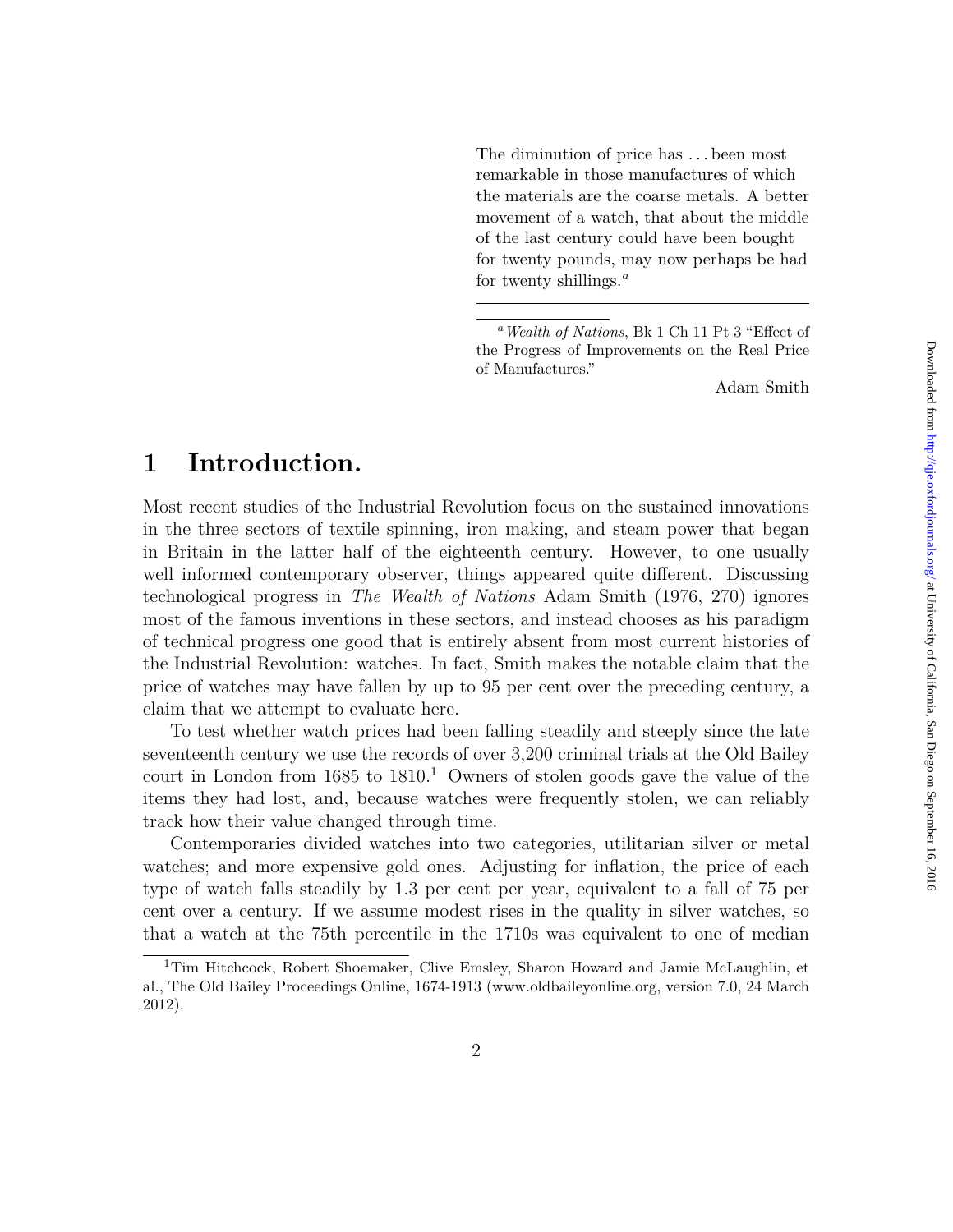> The diminution of price has . . . been most remarkable in those manufactures of which the materials are the coarse metals. A better movement of a watch, that about the middle of the last century could have been bought for twenty pounds, may now perhaps be had for twenty shillings.[a]
>
> [a] *Wealth of Nations*, Bk 1 Ch 11 Pt 3 "Effect of the Progress of Improvements on the Real Price of Manufactures."
>
> Adam Smith

# 1 Introduction.

Most recent studies of the Industrial Revolution focus on the sustained innovations in the three sectors of textile spinning, iron making, and steam power that began in Britain in the latter half of the eighteenth century. However, to one usually well informed contemporary observer, things appeared quite different. Discussing technological progress in *The Wealth of Nations* Adam Smith (1976, 270) ignores most of the famous inventions in these sectors, and instead chooses as his paradigm of technical progress one good that is entirely absent from most current histories of the Industrial Revolution: watches. In fact, Smith makes the notable claim that the price of watches may have fallen by up to 95 per cent over the preceding century, a claim that we attempt to evaluate here.

To test whether watch prices had been falling steadily and steeply since the late seventeenth century we use the records of over 3,200 criminal trials at the Old Bailey court in London from 1685 to 1810.[1] Owners of stolen goods gave the value of the items they had lost, and, because watches were frequently stolen, we can reliably track how their value changed through time.

Contemporaries divided watches into two categories, utilitarian silver or metal watches; and more expensive gold ones. Adjusting for inflation, the price of each type of watch falls steadily by 1.3 per cent per year, equivalent to a fall of 75 per cent over a century. If we assume modest rises in the quality in silver watches, so that a watch at the 75th percentile in the 1710s was equivalent to one of median

[1] Tim Hitchcock, Robert Shoemaker, Clive Emsley, Sharon Howard and Jamie McLaughlin, et al., The Old Bailey Proceedings Online, 1674-1913 (www.oldbaileyonline.org, version 7.0, 24 March 2012).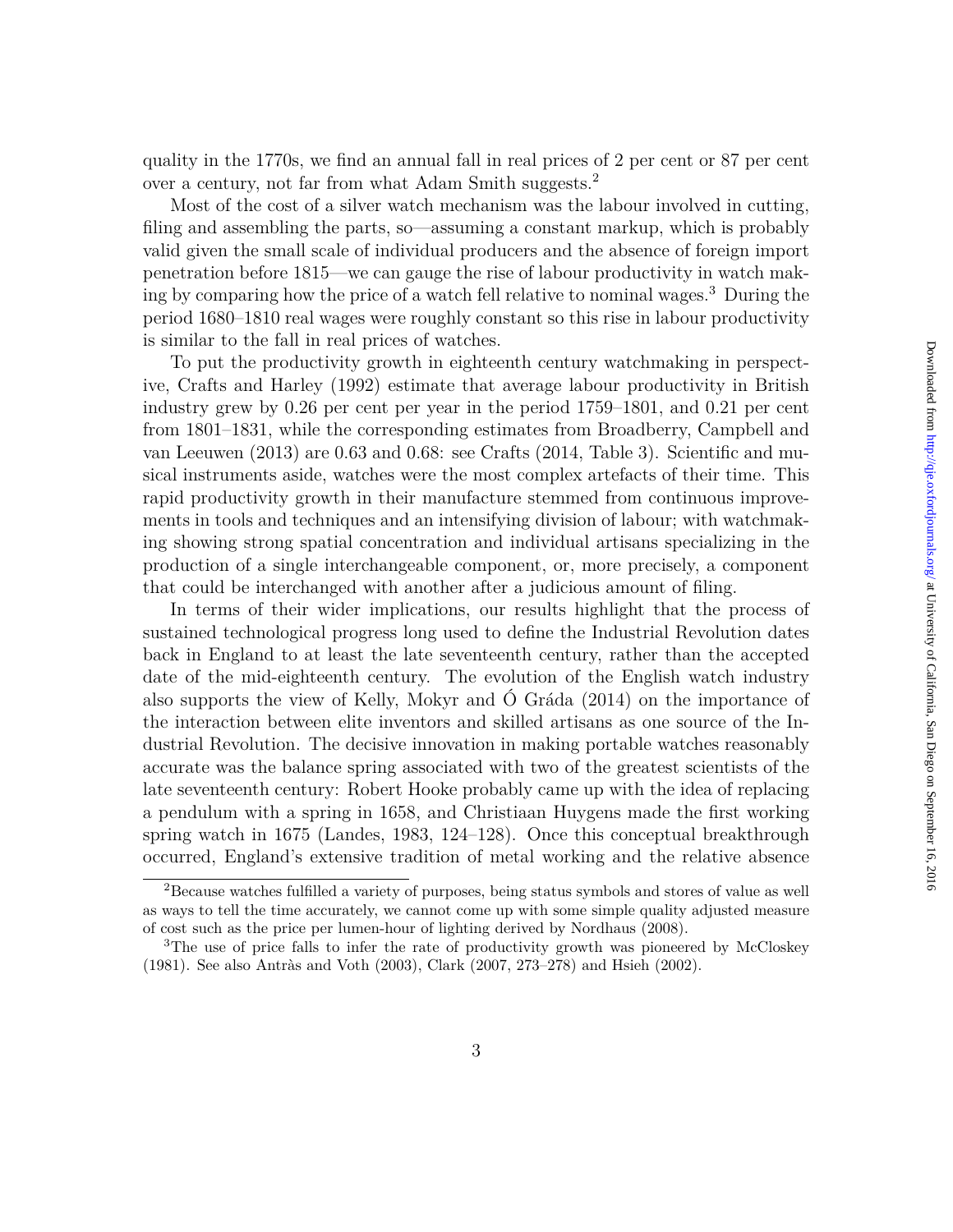quality in the 1770s, we find an annual fall in real prices of 2 per cent or 87 per cent over a century, not far from what Adam Smith suggests.[2]

Most of the cost of a silver watch mechanism was the labour involved in cutting, filing and assembling the parts, so—assuming a constant markup, which is probably valid given the small scale of individual producers and the absence of foreign import penetration before 1815—we can gauge the rise of labour productivity in watch making by comparing how the price of a watch fell relative to nominal wages.[3] During the period 1680–1810 real wages were roughly constant so this rise in labour productivity is similar to the fall in real prices of watches.

To put the productivity growth in eighteenth century watchmaking in perspective, Crafts and Harley (1992) estimate that average labour productivity in British industry grew by 0.26 per cent per year in the period 1759–1801, and 0.21 per cent from 1801–1831, while the corresponding estimates from Broadberry, Campbell and van Leeuwen (2013) are 0.63 and 0.68: see Crafts (2014, Table 3). Scientific and musical instruments aside, watches were the most complex artefacts of their time. This rapid productivity growth in their manufacture stemmed from continuous improvements in tools and techniques and an intensifying division of labour; with watchmaking showing strong spatial concentration and individual artisans specializing in the production of a single interchangeable component, or, more precisely, a component that could be interchanged with another after a judicious amount of filing.

In terms of their wider implications, our results highlight that the process of sustained technological progress long used to define the Industrial Revolution dates back in England to at least the late seventeenth century, rather than the accepted date of the mid-eighteenth century. The evolution of the English watch industry also supports the view of Kelly, Mokyr and Ó Gráda (2014) on the importance of the interaction between elite inventors and skilled artisans as one source of the Industrial Revolution. The decisive innovation in making portable watches reasonably accurate was the balance spring associated with two of the greatest scientists of the late seventeenth century: Robert Hooke probably came up with the idea of replacing a pendulum with a spring in 1658, and Christiaan Huygens made the first working spring watch in 1675 (Landes, 1983, 124–128). Once this conceptual breakthrough occurred, England's extensive tradition of metal working and the relative absence

[2]Because watches fulfilled a variety of purposes, being status symbols and stores of value as well as ways to tell the time accurately, we cannot come up with some simple quality adjusted measure of cost such as the price per lumen-hour of lighting derived by Nordhaus (2008).

[3]The use of price falls to infer the rate of productivity growth was pioneered by McCloskey (1981). See also Antràs and Voth (2003), Clark (2007, 273–278) and Hsieh (2002).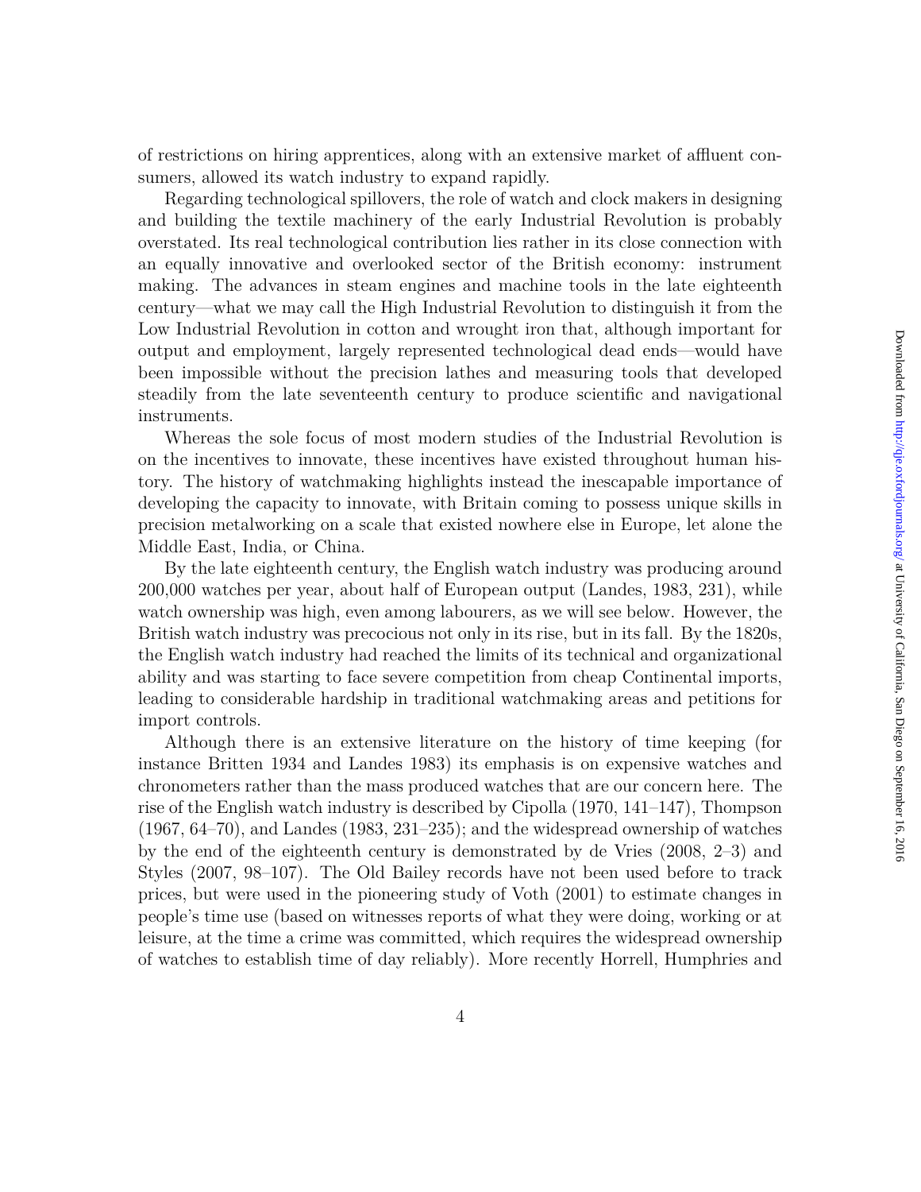of restrictions on hiring apprentices, along with an extensive market of affluent consumers, allowed its watch industry to expand rapidly.

Regarding technological spillovers, the role of watch and clock makers in designing and building the textile machinery of the early Industrial Revolution is probably overstated. Its real technological contribution lies rather in its close connection with an equally innovative and overlooked sector of the British economy: instrument making. The advances in steam engines and machine tools in the late eighteenth century—what we may call the High Industrial Revolution to distinguish it from the Low Industrial Revolution in cotton and wrought iron that, although important for output and employment, largely represented technological dead ends—would have been impossible without the precision lathes and measuring tools that developed steadily from the late seventeenth century to produce scientific and navigational instruments.

Whereas the sole focus of most modern studies of the Industrial Revolution is on the incentives to innovate, these incentives have existed throughout human history. The history of watchmaking highlights instead the inescapable importance of developing the capacity to innovate, with Britain coming to possess unique skills in precision metalworking on a scale that existed nowhere else in Europe, let alone the Middle East, India, or China.

By the late eighteenth century, the English watch industry was producing around 200,000 watches per year, about half of European output (Landes, 1983, 231), while watch ownership was high, even among labourers, as we will see below. However, the British watch industry was precocious not only in its rise, but in its fall. By the 1820s, the English watch industry had reached the limits of its technical and organizational ability and was starting to face severe competition from cheap Continental imports, leading to considerable hardship in traditional watchmaking areas and petitions for import controls.

Although there is an extensive literature on the history of time keeping (for instance Britten 1934 and Landes 1983) its emphasis is on expensive watches and chronometers rather than the mass produced watches that are our concern here. The rise of the English watch industry is described by Cipolla (1970, 141–147), Thompson (1967, 64–70), and Landes (1983, 231–235); and the widespread ownership of watches by the end of the eighteenth century is demonstrated by de Vries (2008, 2–3) and Styles (2007, 98–107). The Old Bailey records have not been used before to track prices, but were used in the pioneering study of Voth (2001) to estimate changes in people's time use (based on witnesses reports of what they were doing, working or at leisure, at the time a crime was committed, which requires the widespread ownership of watches to establish time of day reliably). More recently Horrell, Humphries and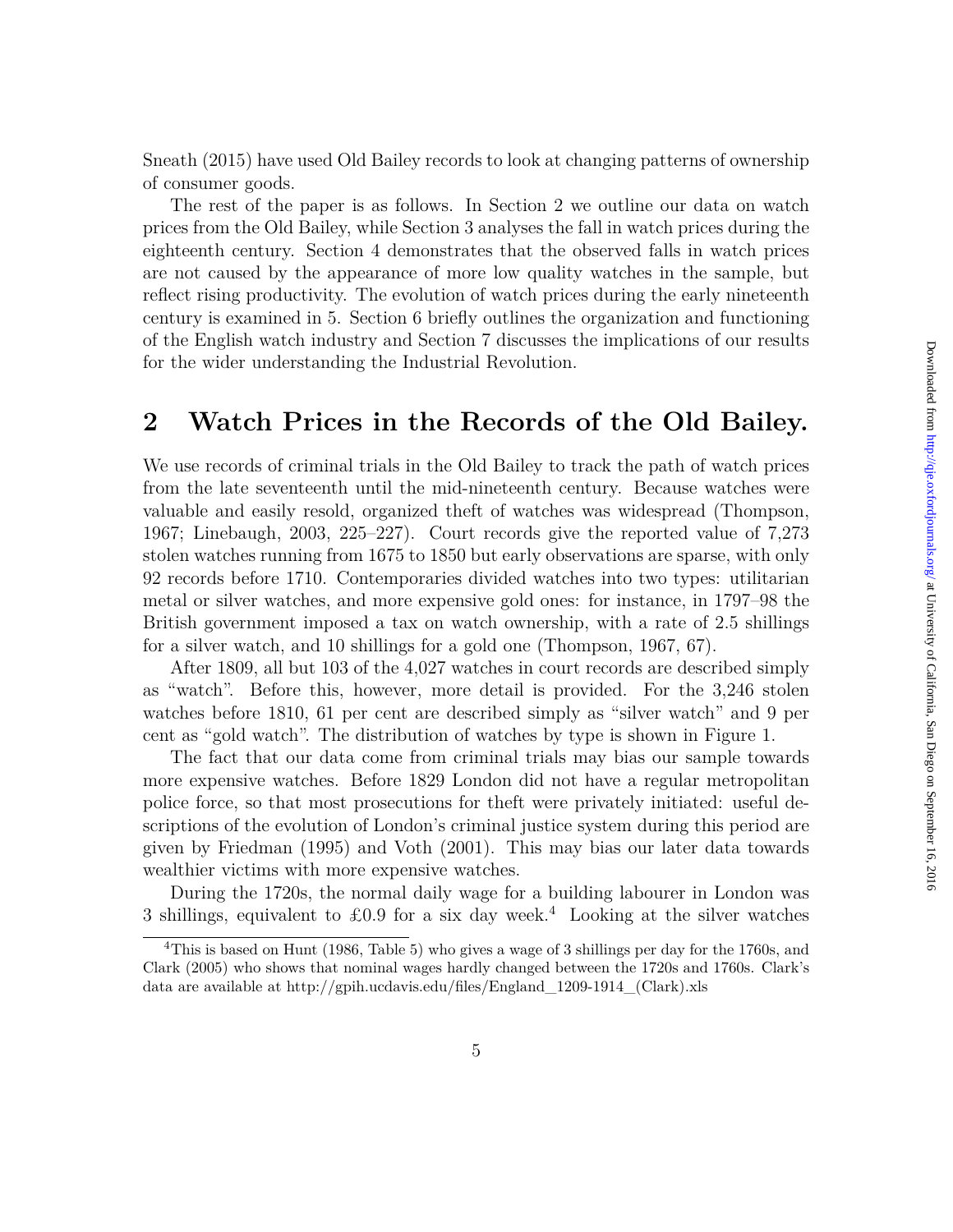Sneath (2015) have used Old Bailey records to look at changing patterns of ownership of consumer goods.

The rest of the paper is as follows. In Section 2 we outline our data on watch prices from the Old Bailey, while Section 3 analyses the fall in watch prices during the eighteenth century. Section 4 demonstrates that the observed falls in watch prices are not caused by the appearance of more low quality watches in the sample, but reflect rising productivity. The evolution of watch prices during the early nineteenth century is examined in 5. Section 6 briefly outlines the organization and functioning of the English watch industry and Section 7 discusses the implications of our results for the wider understanding the Industrial Revolution.

## 2 Watch Prices in the Records of the Old Bailey.

We use records of criminal trials in the Old Bailey to track the path of watch prices from the late seventeenth until the mid-nineteenth century. Because watches were valuable and easily resold, organized theft of watches was widespread (Thompson, 1967; Linebaugh, 2003, 225–227). Court records give the reported value of 7,273 stolen watches running from 1675 to 1850 but early observations are sparse, with only 92 records before 1710. Contemporaries divided watches into two types: utilitarian metal or silver watches, and more expensive gold ones: for instance, in 1797–98 the British government imposed a tax on watch ownership, with a rate of 2.5 shillings for a silver watch, and 10 shillings for a gold one (Thompson, 1967, 67).

After 1809, all but 103 of the 4,027 watches in court records are described simply as "watch". Before this, however, more detail is provided. For the 3,246 stolen watches before 1810, 61 per cent are described simply as "silver watch" and 9 per cent as "gold watch". The distribution of watches by type is shown in Figure 1.

The fact that our data come from criminal trials may bias our sample towards more expensive watches. Before 1829 London did not have a regular metropolitan police force, so that most prosecutions for theft were privately initiated: useful descriptions of the evolution of London's criminal justice system during this period are given by Friedman (1995) and Voth (2001). This may bias our later data towards wealthier victims with more expensive watches.

During the 1720s, the normal daily wage for a building labourer in London was 3 shillings, equivalent to £0.9 for a six day week.[4] Looking at the silver watches

[4] This is based on Hunt (1986, Table 5) who gives a wage of 3 shillings per day for the 1760s, and Clark (2005) who shows that nominal wages hardly changed between the 1720s and 1760s. Clark's data are available at http://gpih.ucdavis.edu/files/England_1209-1914_(Clark).xls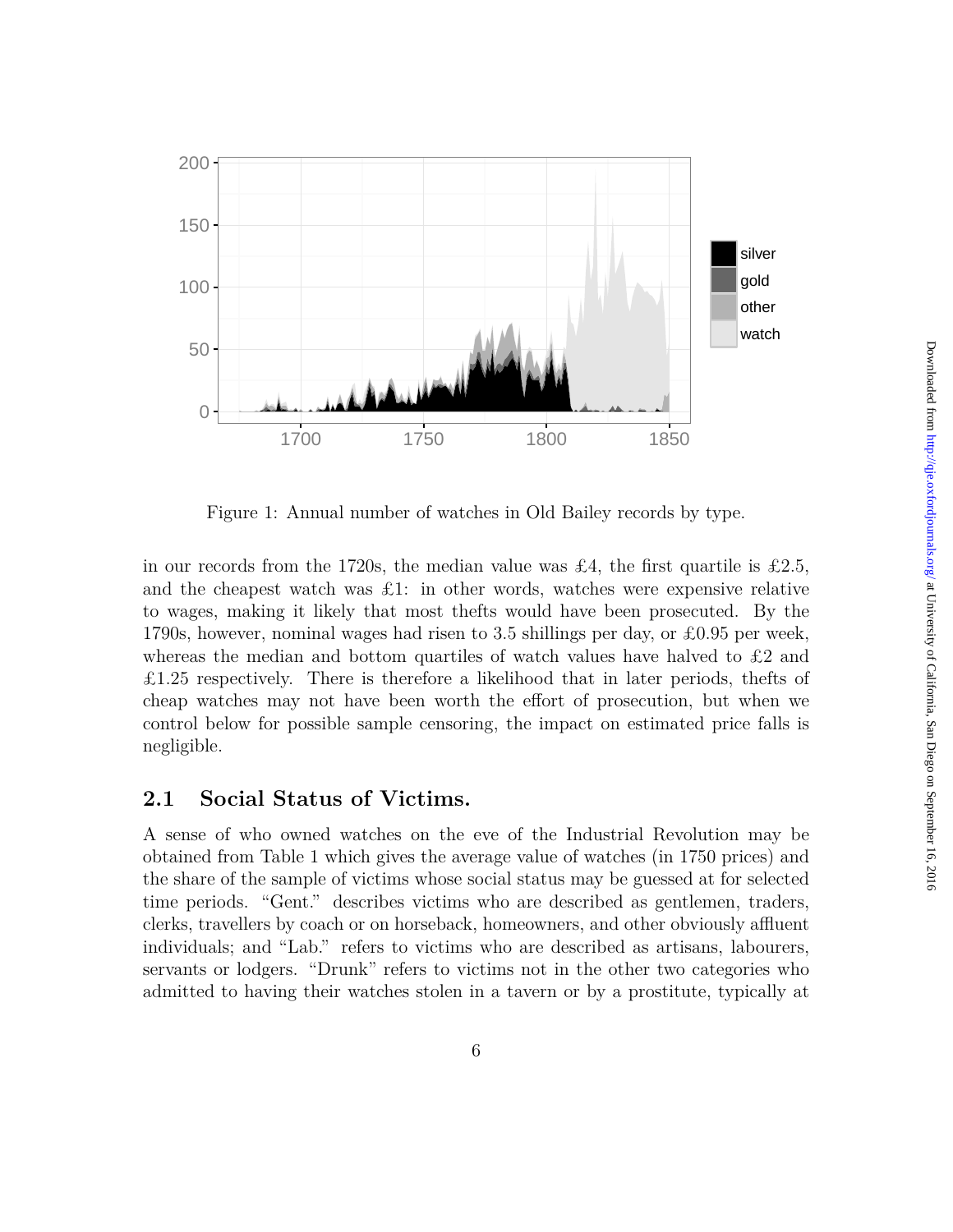Figure 1: Annual number of watches in Old Bailey records by type.

in our records from the 1720s, the median value was £4, the first quartile is £2.5, and the cheapest watch was £1: in other words, watches were expensive relative to wages, making it likely that most thefts would have been prosecuted. By the 1790s, however, nominal wages had risen to 3.5 shillings per day, or £0.95 per week, whereas the median and bottom quartiles of watch values have halved to £2 and £1.25 respectively. There is therefore a likelihood that in later periods, thefts of cheap watches may not have been worth the effort of prosecution, but when we control below for possible sample censoring, the impact on estimated price falls is negligible.

## 2.1 Social Status of Victims.

A sense of who owned watches on the eve of the Industrial Revolution may be obtained from Table 1 which gives the average value of watches (in 1750 prices) and the share of the sample of victims whose social status may be guessed at for selected time periods. "Gent." describes victims who are described as gentlemen, traders, clerks, travellers by coach or on horseback, homeowners, and other obviously affluent individuals; and "Lab." refers to victims who are described as artisans, labourers, servants or lodgers. "Drunk" refers to victims not in the other two categories who admitted to having their watches stolen in a tavern or by a prostitute, typically at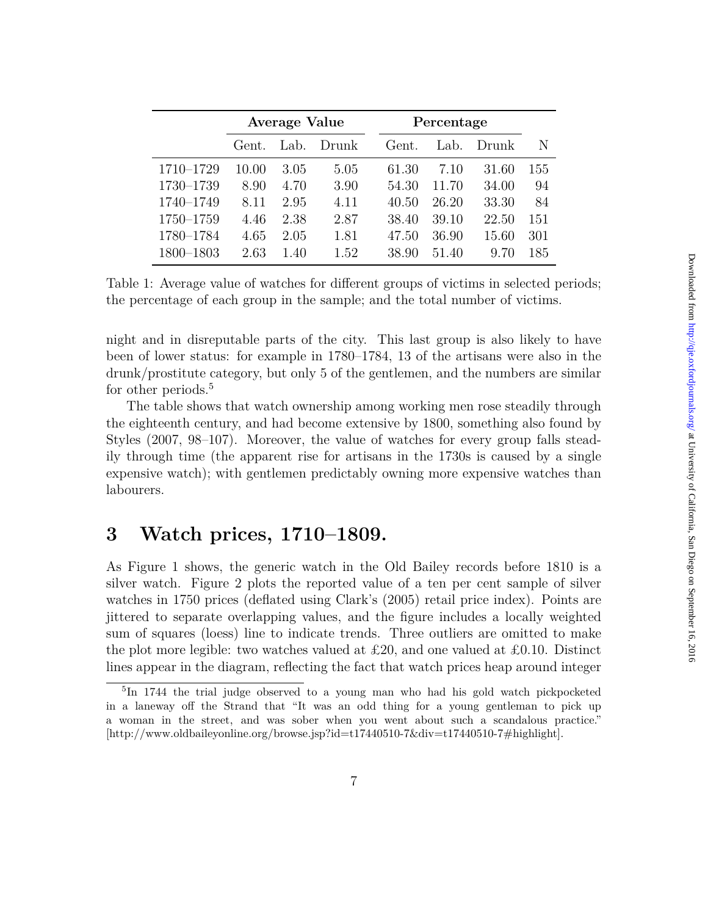| | Average Value | | | Percentage | | | |
|---|---|---|---|---|---|---|---|
| | Gent. | Lab. | Drunk | Gent. | Lab. | Drunk | N |
| 1710–1729 | 10.00 | 3.05 | 5.05 | 61.30 | 7.10 | 31.60 | 155 |
| 1730–1739 | 8.90 | 4.70 | 3.90 | 54.30 | 11.70 | 34.00 | 94 |
| 1740–1749 | 8.11 | 2.95 | 4.11 | 40.50 | 26.20 | 33.30 | 84 |
| 1750–1759 | 4.46 | 2.38 | 2.87 | 38.40 | 39.10 | 22.50 | 151 |
| 1780–1784 | 4.65 | 2.05 | 1.81 | 47.50 | 36.90 | 15.60 | 301 |
| 1800–1803 | 2.63 | 1.40 | 1.52 | 38.90 | 51.40 | 9.70 | 185 |

Table 1: Average value of watches for different groups of victims in selected periods; the percentage of each group in the sample; and the total number of victims.

night and in disreputable parts of the city. This last group is also likely to have been of lower status: for example in 1780–1784, 13 of the artisans were also in the drunk/prostitute category, but only 5 of the gentlemen, and the numbers are similar for other periods.[5]

The table shows that watch ownership among working men rose steadily through the eighteenth century, and had become extensive by 1800, something also found by Styles (2007, 98–107). Moreover, the value of watches for every group falls steadily through time (the apparent rise for artisans in the 1730s is caused by a single expensive watch); with gentlemen predictably owning more expensive watches than labourers.

# 3 Watch prices, 1710–1809.

As Figure 1 shows, the generic watch in the Old Bailey records before 1810 is a silver watch. Figure 2 plots the reported value of a ten per cent sample of silver watches in 1750 prices (deflated using Clark's (2005) retail price index). Points are jittered to separate overlapping values, and the figure includes a locally weighted sum of squares (loess) line to indicate trends. Three outliers are omitted to make the plot more legible: two watches valued at £20, and one valued at £0.10. Distinct lines appear in the diagram, reflecting the fact that watch prices heap around integer

[5] In 1744 the trial judge observed to a young man who had his gold watch pickpocketed in a laneway off the Strand that "It was an odd thing for a young gentleman to pick up a woman in the street, and was sober when you went about such a scandalous practice." [http://www.oldbaileyonline.org/browse.jsp?id=t17440510-7&div=t17440510-7#highlight].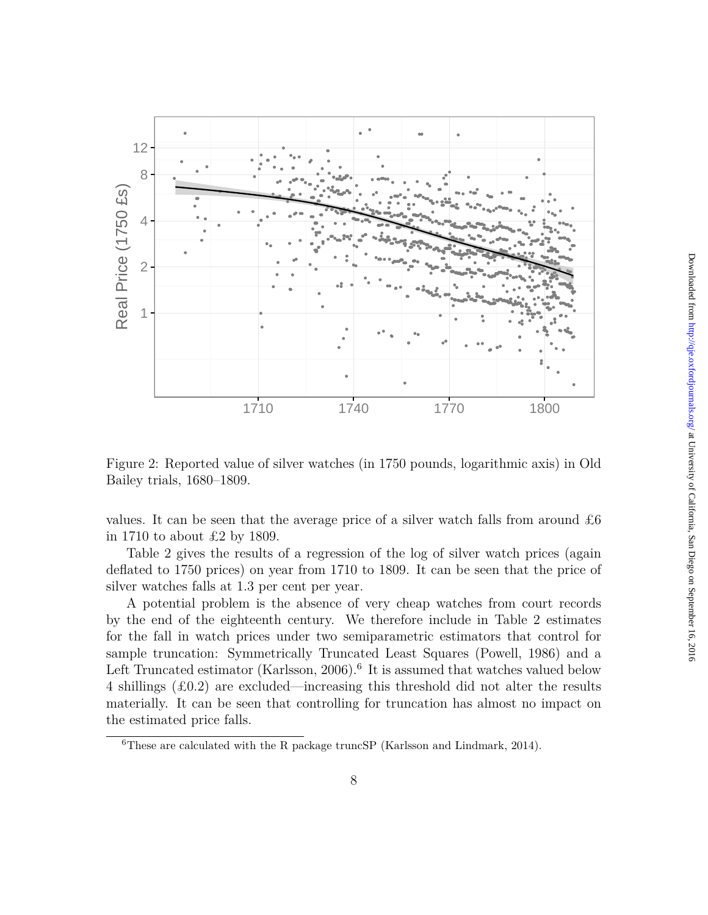Figure 2: Reported value of silver watches (in 1750 pounds, logarithmic axis) in Old Bailey trials, 1680–1809.

values. It can be seen that the average price of a silver watch falls from around £6 in 1710 to about £2 by 1809.

Table 2 gives the results of a regression of the log of silver watch prices (again deflated to 1750 prices) on year from 1710 to 1809. It can be seen that the price of silver watches falls at 1.3 per cent per year.

A potential problem is the absence of very cheap watches from court records by the end of the eighteenth century. We therefore include in Table 2 estimates for the fall in watch prices under two semiparametric estimators that control for sample truncation: Symmetrically Truncated Least Squares (Powell, 1986) and a Left Truncated estimator (Karlsson, 2006).[6] It is assumed that watches valued below 4 shillings (£0.2) are excluded—increasing this threshold did not alter the results materially. It can be seen that controlling for truncation has almost no impact on the estimated price falls.

[6] These are calculated with the R package truncSP (Karlsson and Lindmark, 2014).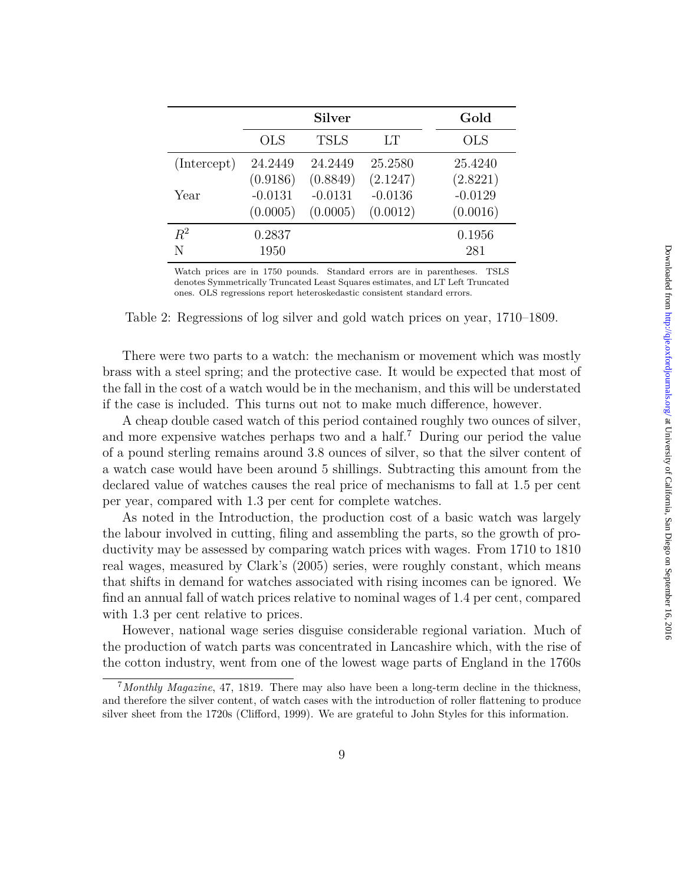| | Silver | | | Gold |
|---|---|---|---|---|
| | OLS | TSLS | LT | OLS |
| (Intercept) | 24.2449 | 24.2449 | 25.2580 | 25.4240 |
| | (0.9186) | (0.8849) | (2.1247) | (2.8221) |
| Year | -0.0131 | -0.0131 | -0.0136 | -0.0129 |
| | (0.0005) | (0.0005) | (0.0012) | (0.0016) |
| $R^2$ | 0.2837 | | | 0.1956 |
| N | 1950 | | | 281 |

Watch prices are in 1750 pounds. Standard errors are in parentheses. TSLS denotes Symmetrically Truncated Least Squares estimates, and LT Left Truncated ones. OLS regressions report heteroskedastic consistent standard errors.

Table 2: Regressions of log silver and gold watch prices on year, 1710–1809.

There were two parts to a watch: the mechanism or movement which was mostly brass with a steel spring; and the protective case. It would be expected that most of the fall in the cost of a watch would be in the mechanism, and this will be understated if the case is included. This turns out not to make much difference, however.

A cheap double cased watch of this period contained roughly two ounces of silver, and more expensive watches perhaps two and a half.[7] During our period the value of a pound sterling remains around 3.8 ounces of silver, so that the silver content of a watch case would have been around 5 shillings. Subtracting this amount from the declared value of watches causes the real price of mechanisms to fall at 1.5 per cent per year, compared with 1.3 per cent for complete watches.

As noted in the Introduction, the production cost of a basic watch was largely the labour involved in cutting, filing and assembling the parts, so the growth of productivity may be assessed by comparing watch prices with wages. From 1710 to 1810 real wages, measured by Clark's (2005) series, were roughly constant, which means that shifts in demand for watches associated with rising incomes can be ignored. We find an annual fall of watch prices relative to nominal wages of 1.4 per cent, compared with 1.3 per cent relative to prices.

However, national wage series disguise considerable regional variation. Much of the production of watch parts was concentrated in Lancashire which, with the rise of the cotton industry, went from one of the lowest wage parts of England in the 1760s

[7] *Monthly Magazine*, 47, 1819. There may also have been a long-term decline in the thickness, and therefore the silver content, of watch cases with the introduction of roller flattening to produce silver sheet from the 1720s (Clifford, 1999). We are grateful to John Styles for this information.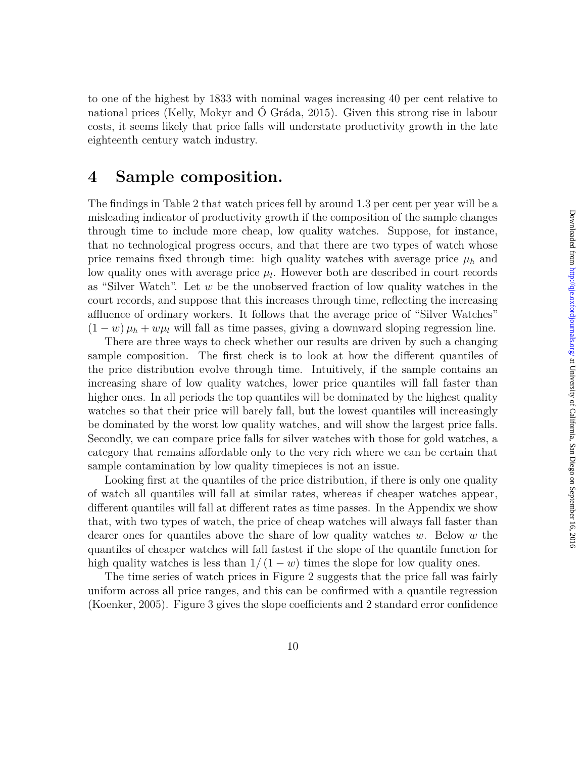to one of the highest by 1833 with nominal wages increasing 40 per cent relative to national prices (Kelly, Mokyr and Ó Gráda, 2015). Given this strong rise in labour costs, it seems likely that price falls will understate productivity growth in the late eighteenth century watch industry.

# 4 Sample composition.

The findings in Table 2 that watch prices fell by around 1.3 per cent per year will be a misleading indicator of productivity growth if the composition of the sample changes through time to include more cheap, low quality watches. Suppose, for instance, that no technological progress occurs, and that there are two types of watch whose price remains fixed through time: high quality watches with average price $\mu_h$ and low quality ones with average price $\mu_l$. However both are described in court records as "Silver Watch". Let $w$ be the unobserved fraction of low quality watches in the court records, and suppose that this increases through time, reflecting the increasing affluence of ordinary workers. It follows that the average price of "Silver Watches" $(1 - w)\,\mu_h + w\mu_l$ will fall as time passes, giving a downward sloping regression line.

There are three ways to check whether our results are driven by such a changing sample composition. The first check is to look at how the different quantiles of the price distribution evolve through time. Intuitively, if the sample contains an increasing share of low quality watches, lower price quantiles will fall faster than higher ones. In all periods the top quantiles will be dominated by the highest quality watches so that their price will barely fall, but the lowest quantiles will increasingly be dominated by the worst low quality watches, and will show the largest price falls. Secondly, we can compare price falls for silver watches with those for gold watches, a category that remains affordable only to the very rich where we can be certain that sample contamination by low quality timepieces is not an issue.

Looking first at the quantiles of the price distribution, if there is only one quality of watch all quantiles will fall at similar rates, whereas if cheaper watches appear, different quantiles will fall at different rates as time passes. In the Appendix we show that, with two types of watch, the price of cheap watches will always fall faster than dearer ones for quantiles above the share of low quality watches $w$. Below $w$ the quantiles of cheaper watches will fall fastest if the slope of the quantile function for high quality watches is less than $1/\left(1 - w\right)$ times the slope for low quality ones.

The time series of watch prices in Figure 2 suggests that the price fall was fairly uniform across all price ranges, and this can be confirmed with a quantile regression (Koenker, 2005). Figure 3 gives the slope coefficients and 2 standard error confidence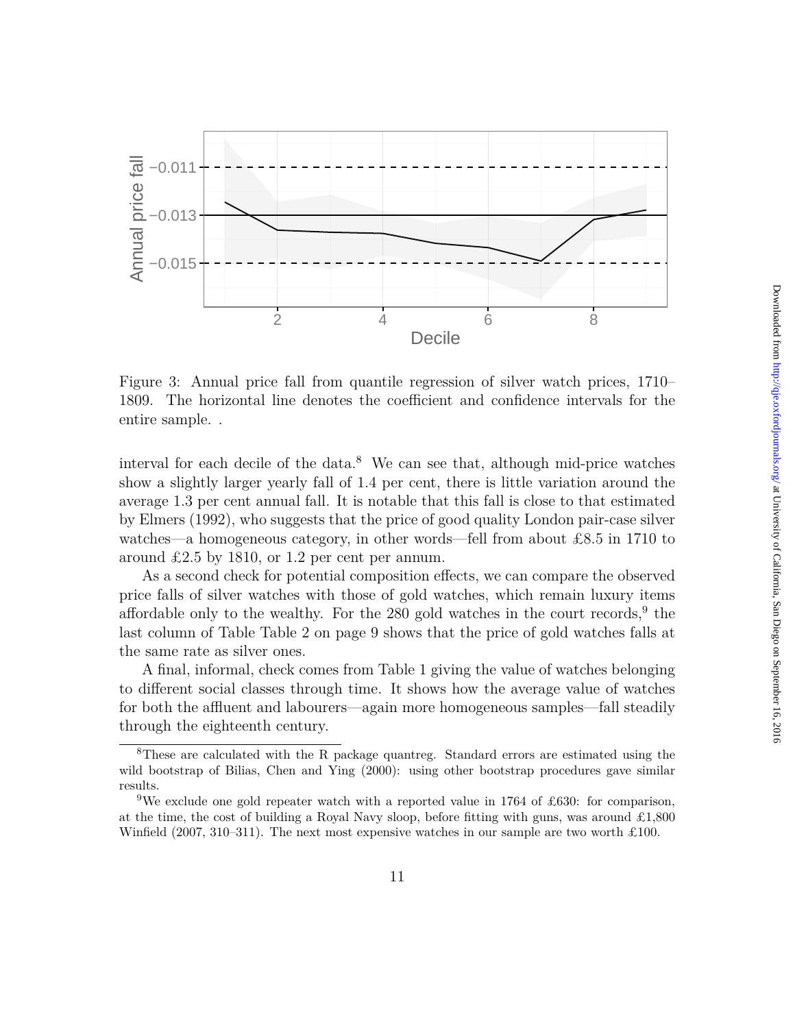Figure 3: Annual price fall from quantile regression of silver watch prices, 1710–1809. The horizontal line denotes the coefficient and confidence intervals for the entire sample. .

interval for each decile of the data.[8] We can see that, although mid-price watches show a slightly larger yearly fall of 1.4 per cent, there is little variation around the average 1.3 per cent annual fall. It is notable that this fall is close to that estimated by Elmers (1992), who suggests that the price of good quality London pair-case silver watches—a homogeneous category, in other words—fell from about £8.5 in 1710 to around £2.5 by 1810, or 1.2 per cent per annum.

As a second check for potential composition effects, we can compare the observed price falls of silver watches with those of gold watches, which remain luxury items affordable only to the wealthy. For the 280 gold watches in the court records,[9] the last column of Table Table 2 on page 9 shows that the price of gold watches falls at the same rate as silver ones.

A final, informal, check comes from Table 1 giving the value of watches belonging to different social classes through time. It shows how the average value of watches for both the affluent and labourers—again more homogeneous samples—fall steadily through the eighteenth century.

[8]These are calculated with the R package quantreg. Standard errors are estimated using the wild bootstrap of Bilias, Chen and Ying (2000): using other bootstrap procedures gave similar results.

[9]We exclude one gold repeater watch with a reported value in 1764 of £630: for comparison, at the time, the cost of building a Royal Navy sloop, before fitting with guns, was around £1,800 Winfield (2007, 310–311). The next most expensive watches in our sample are two worth £100.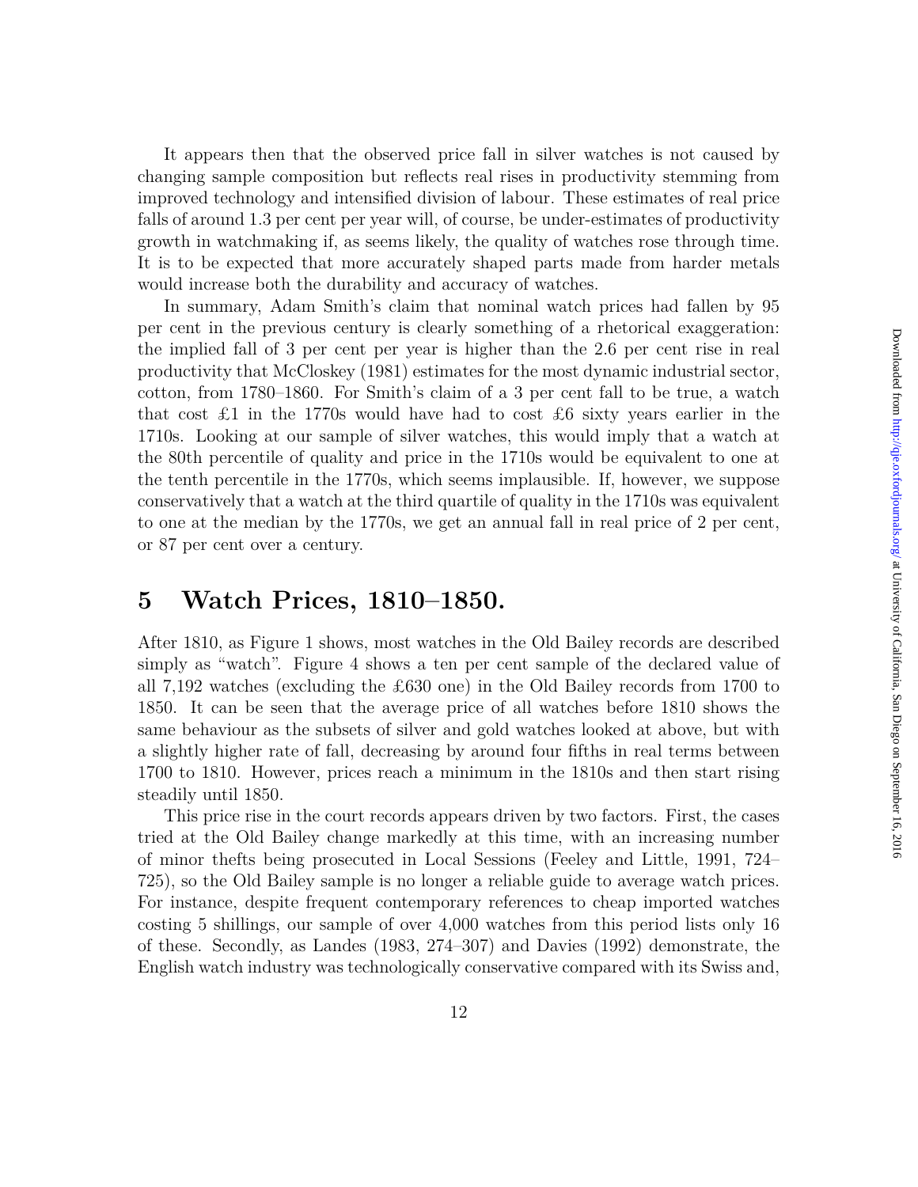It appears then that the observed price fall in silver watches is not caused by changing sample composition but reflects real rises in productivity stemming from improved technology and intensified division of labour. These estimates of real price falls of around 1.3 per cent per year will, of course, be under-estimates of productivity growth in watchmaking if, as seems likely, the quality of watches rose through time. It is to be expected that more accurately shaped parts made from harder metals would increase both the durability and accuracy of watches.

In summary, Adam Smith's claim that nominal watch prices had fallen by 95 per cent in the previous century is clearly something of a rhetorical exaggeration: the implied fall of 3 per cent per year is higher than the 2.6 per cent rise in real productivity that McCloskey (1981) estimates for the most dynamic industrial sector, cotton, from 1780–1860. For Smith's claim of a 3 per cent fall to be true, a watch that cost £1 in the 1770s would have had to cost £6 sixty years earlier in the 1710s. Looking at our sample of silver watches, this would imply that a watch at the 80th percentile of quality and price in the 1710s would be equivalent to one at the tenth percentile in the 1770s, which seems implausible. If, however, we suppose conservatively that a watch at the third quartile of quality in the 1710s was equivalent to one at the median by the 1770s, we get an annual fall in real price of 2 per cent, or 87 per cent over a century.

# 5 Watch Prices, 1810–1850.

After 1810, as Figure 1 shows, most watches in the Old Bailey records are described simply as "watch". Figure 4 shows a ten per cent sample of the declared value of all 7,192 watches (excluding the £630 one) in the Old Bailey records from 1700 to 1850. It can be seen that the average price of all watches before 1810 shows the same behaviour as the subsets of silver and gold watches looked at above, but with a slightly higher rate of fall, decreasing by around four fifths in real terms between 1700 to 1810. However, prices reach a minimum in the 1810s and then start rising steadily until 1850.

This price rise in the court records appears driven by two factors. First, the cases tried at the Old Bailey change markedly at this time, with an increasing number of minor thefts being prosecuted in Local Sessions (Feeley and Little, 1991, 724–725), so the Old Bailey sample is no longer a reliable guide to average watch prices. For instance, despite frequent contemporary references to cheap imported watches costing 5 shillings, our sample of over 4,000 watches from this period lists only 16 of these. Secondly, as Landes (1983, 274–307) and Davies (1992) demonstrate, the English watch industry was technologically conservative compared with its Swiss and,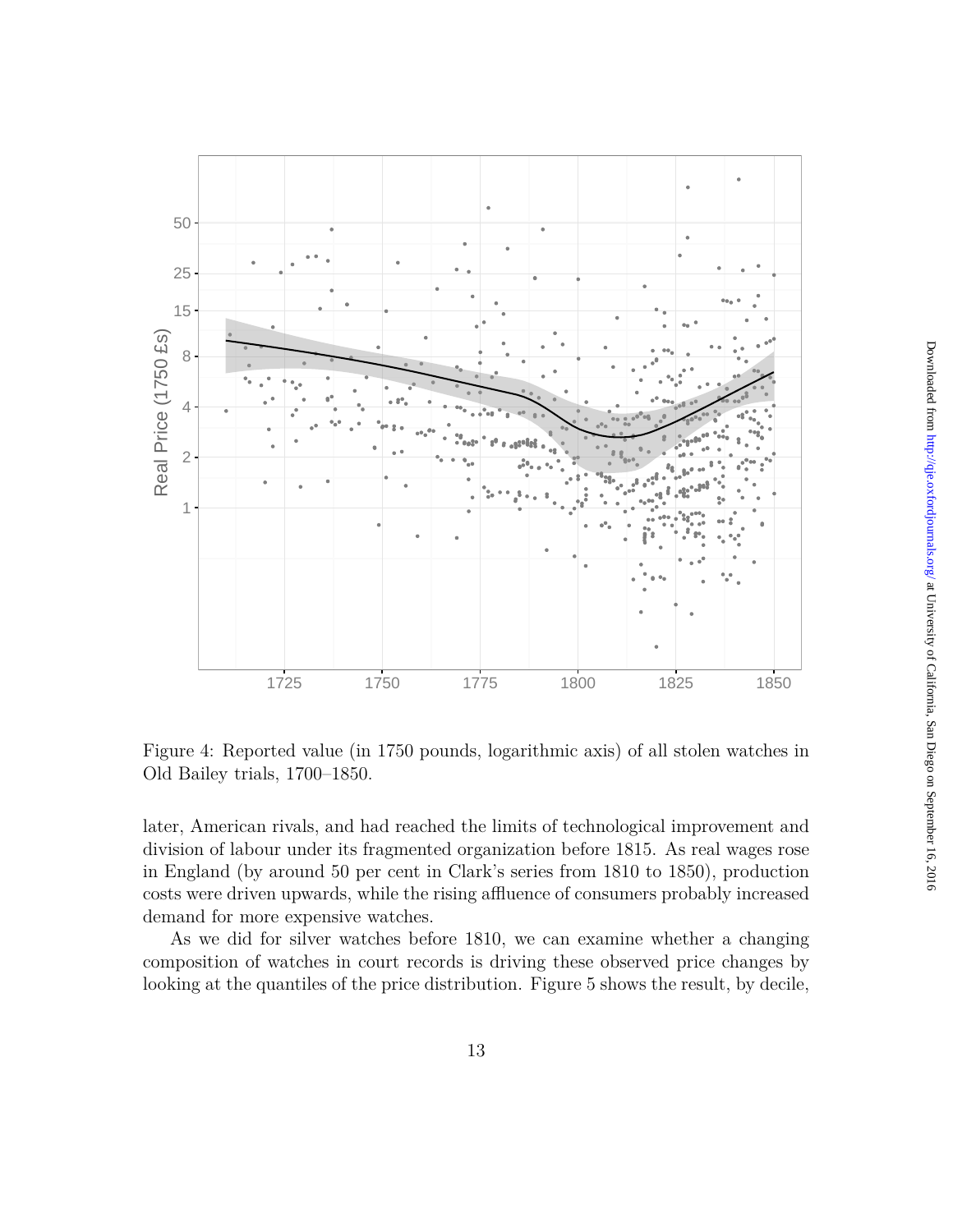Figure 4: Reported value (in 1750 pounds, logarithmic axis) of all stolen watches in Old Bailey trials, 1700–1850.

later, American rivals, and had reached the limits of technological improvement and division of labour under its fragmented organization before 1815. As real wages rose in England (by around 50 per cent in Clark's series from 1810 to 1850), production costs were driven upwards, while the rising affluence of consumers probably increased demand for more expensive watches.

As we did for silver watches before 1810, we can examine whether a changing composition of watches in court records is driving these observed price changes by looking at the quantiles of the price distribution. Figure 5 shows the result, by decile,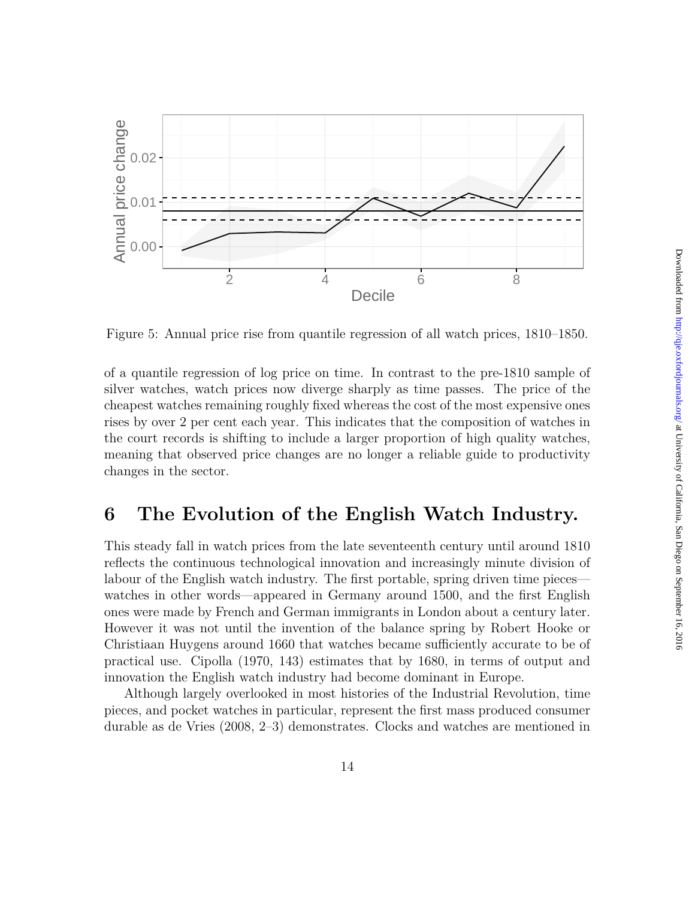Figure 5: Annual price rise from quantile regression of all watch prices, 1810–1850.

of a quantile regression of log price on time. In contrast to the pre-1810 sample of silver watches, watch prices now diverge sharply as time passes. The price of the cheapest watches remaining roughly fixed whereas the cost of the most expensive ones rises by over 2 per cent each year. This indicates that the composition of watches in the court records is shifting to include a larger proportion of high quality watches, meaning that observed price changes are no longer a reliable guide to productivity changes in the sector.

## 6 The Evolution of the English Watch Industry.

This steady fall in watch prices from the late seventeenth century until around 1810 reflects the continuous technological innovation and increasingly minute division of labour of the English watch industry. The first portable, spring driven time pieces—watches in other words—appeared in Germany around 1500, and the first English ones were made by French and German immigrants in London about a century later. However it was not until the invention of the balance spring by Robert Hooke or Christiaan Huygens around 1660 that watches became sufficiently accurate to be of practical use. Cipolla (1970, 143) estimates that by 1680, in terms of output and innovation the English watch industry had become dominant in Europe.

Although largely overlooked in most histories of the Industrial Revolution, time pieces, and pocket watches in particular, represent the first mass produced consumer durable as de Vries (2008, 2–3) demonstrates. Clocks and watches are mentioned in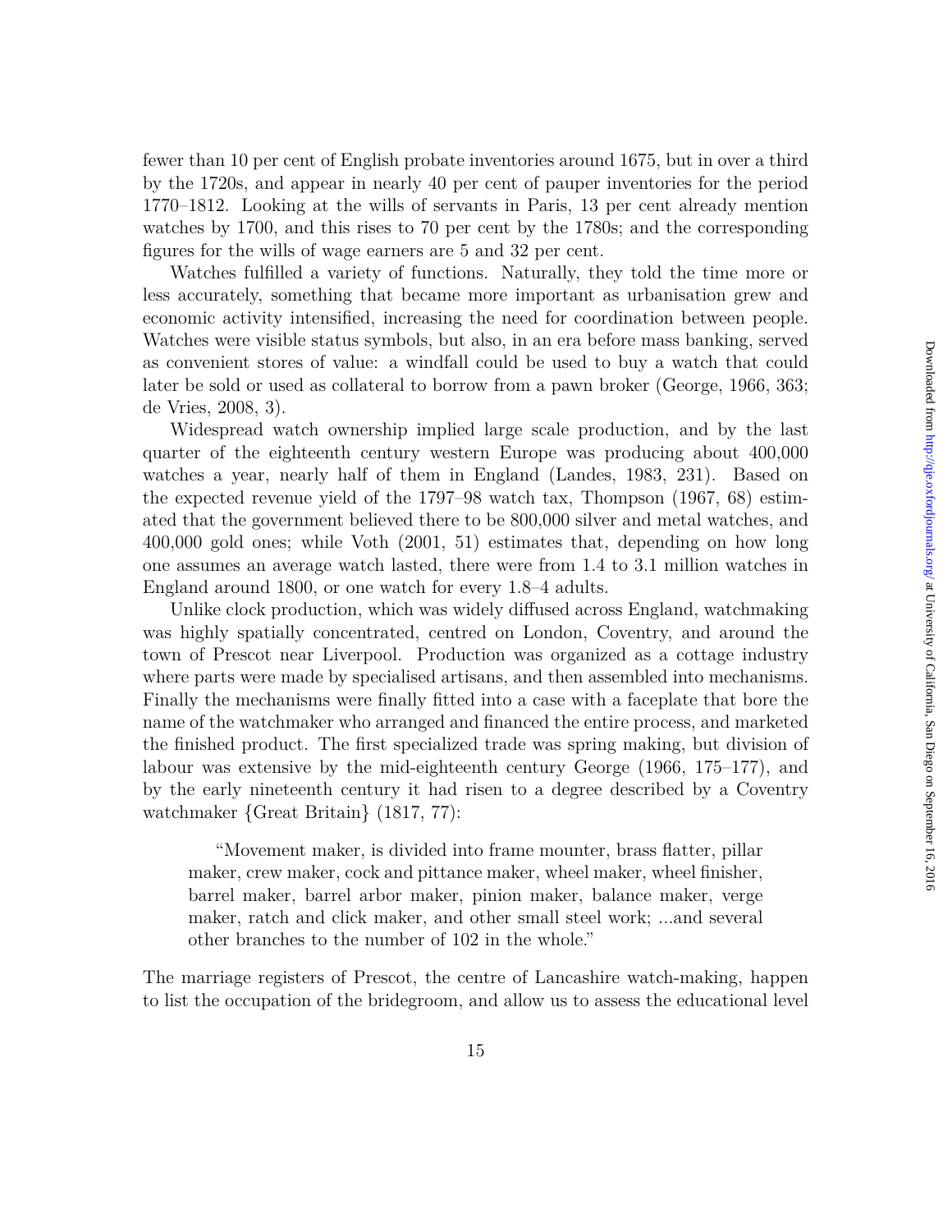fewer than 10 per cent of English probate inventories around 1675, but in over a third by the 1720s, and appear in nearly 40 per cent of pauper inventories for the period 1770–1812. Looking at the wills of servants in Paris, 13 per cent already mention watches by 1700, and this rises to 70 per cent by the 1780s; and the corresponding figures for the wills of wage earners are 5 and 32 per cent.

Watches fulfilled a variety of functions. Naturally, they told the time more or less accurately, something that became more important as urbanisation grew and economic activity intensified, increasing the need for coordination between people. Watches were visible status symbols, but also, in an era before mass banking, served as convenient stores of value: a windfall could be used to buy a watch that could later be sold or used as collateral to borrow from a pawn broker (George, 1966, 363; de Vries, 2008, 3).

Widespread watch ownership implied large scale production, and by the last quarter of the eighteenth century western Europe was producing about 400,000 watches a year, nearly half of them in England (Landes, 1983, 231). Based on the expected revenue yield of the 1797–98 watch tax, Thompson (1967, 68) estimated that the government believed there to be 800,000 silver and metal watches, and 400,000 gold ones; while Voth (2001, 51) estimates that, depending on how long one assumes an average watch lasted, there were from 1.4 to 3.1 million watches in England around 1800, or one watch for every 1.8–4 adults.

Unlike clock production, which was widely diffused across England, watchmaking was highly spatially concentrated, centred on London, Coventry, and around the town of Prescot near Liverpool. Production was organized as a cottage industry where parts were made by specialised artisans, and then assembled into mechanisms. Finally the mechanisms were finally fitted into a case with a faceplate that bore the name of the watchmaker who arranged and financed the entire process, and marketed the finished product. The first specialized trade was spring making, but division of labour was extensive by the mid-eighteenth century George (1966, 175–177), and by the early nineteenth century it had risen to a degree described by a Coventry watchmaker {Great Britain} (1817, 77):

> "Movement maker, is divided into frame mounter, brass flatter, pillar maker, crew maker, cock and pittance maker, wheel maker, wheel finisher, barrel maker, barrel arbor maker, pinion maker, balance maker, verge maker, ratch and click maker, and other small steel work; ...and several other branches to the number of 102 in the whole."

The marriage registers of Prescot, the centre of Lancashire watch-making, happen to list the occupation of the bridegroom, and allow us to assess the educational level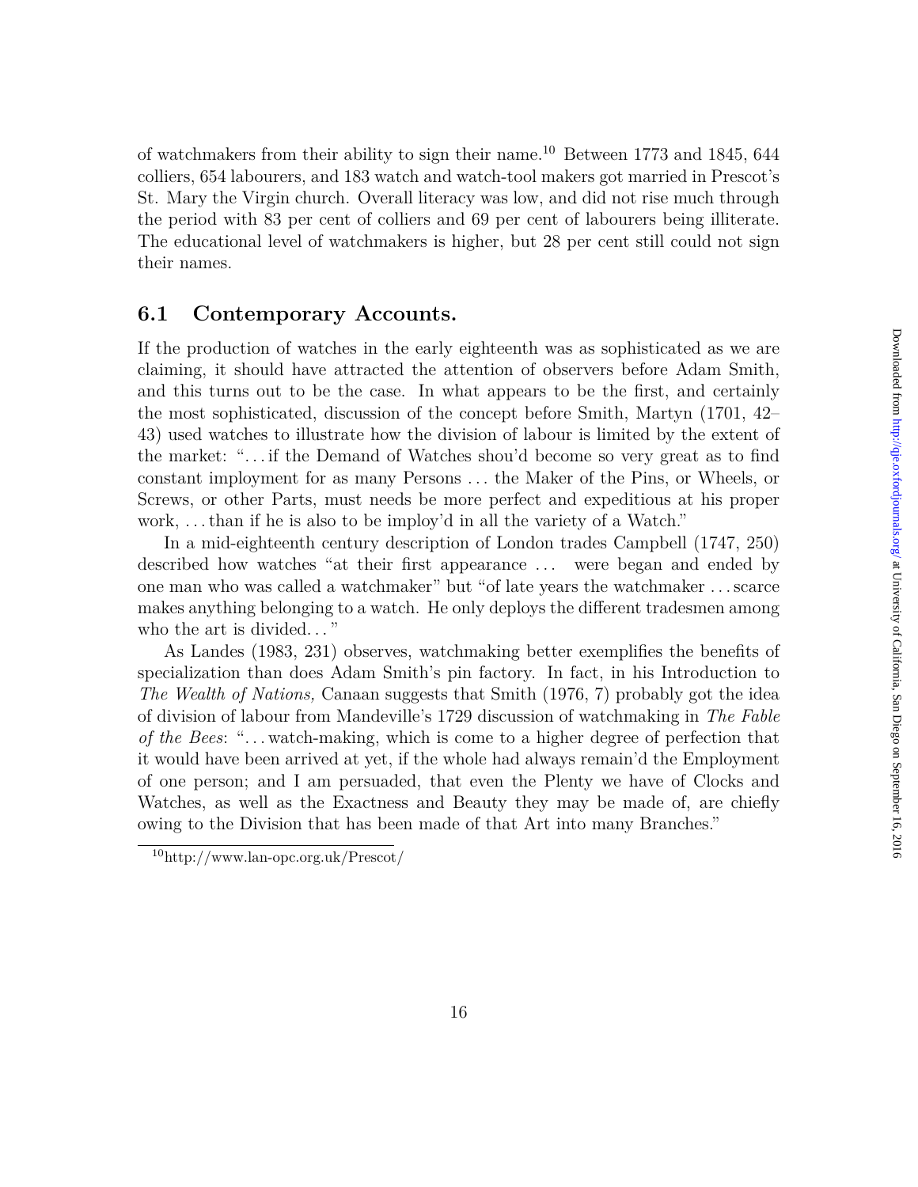of watchmakers from their ability to sign their name.[10] Between 1773 and 1845, 644 colliers, 654 labourers, and 183 watch and watch-tool makers got married in Prescot's St. Mary the Virgin church. Overall literacy was low, and did not rise much through the period with 83 per cent of colliers and 69 per cent of labourers being illiterate. The educational level of watchmakers is higher, but 28 per cent still could not sign their names.

## 6.1 Contemporary Accounts.

If the production of watches in the early eighteenth was as sophisticated as we are claiming, it should have attracted the attention of observers before Adam Smith, and this turns out to be the case. In what appears to be the first, and certainly the most sophisticated, discussion of the concept before Smith, Martyn (1701, 42–43) used watches to illustrate how the division of labour is limited by the extent of the market: "...if the Demand of Watches shou'd become so very great as to find constant imployment for as many Persons ... the Maker of the Pins, or Wheels, or Screws, or other Parts, must needs be more perfect and expeditious at his proper work, ...than if he is also to be imploy'd in all the variety of a Watch."

In a mid-eighteenth century description of London trades Campbell (1747, 250) described how watches "at their first appearance ... were began and ended by one man who was called a watchmaker" but "of late years the watchmaker ...scarce makes anything belonging to a watch. He only deploys the different tradesmen among who the art is divided..."

As Landes (1983, 231) observes, watchmaking better exemplifies the benefits of specialization than does Adam Smith's pin factory. In fact, in his Introduction to *The Wealth of Nations,* Canaan suggests that Smith (1976, 7) probably got the idea of division of labour from Mandeville's 1729 discussion of watchmaking in *The Fable of the Bees*: "...watch-making, which is come to a higher degree of perfection that it would have been arrived at yet, if the whole had always remain'd the Employment of one person; and I am persuaded, that even the Plenty we have of Clocks and Watches, as well as the Exactness and Beauty they may be made of, are chiefly owing to the Division that has been made of that Art into many Branches."

[10] http://www.lan-opc.org.uk/Prescot/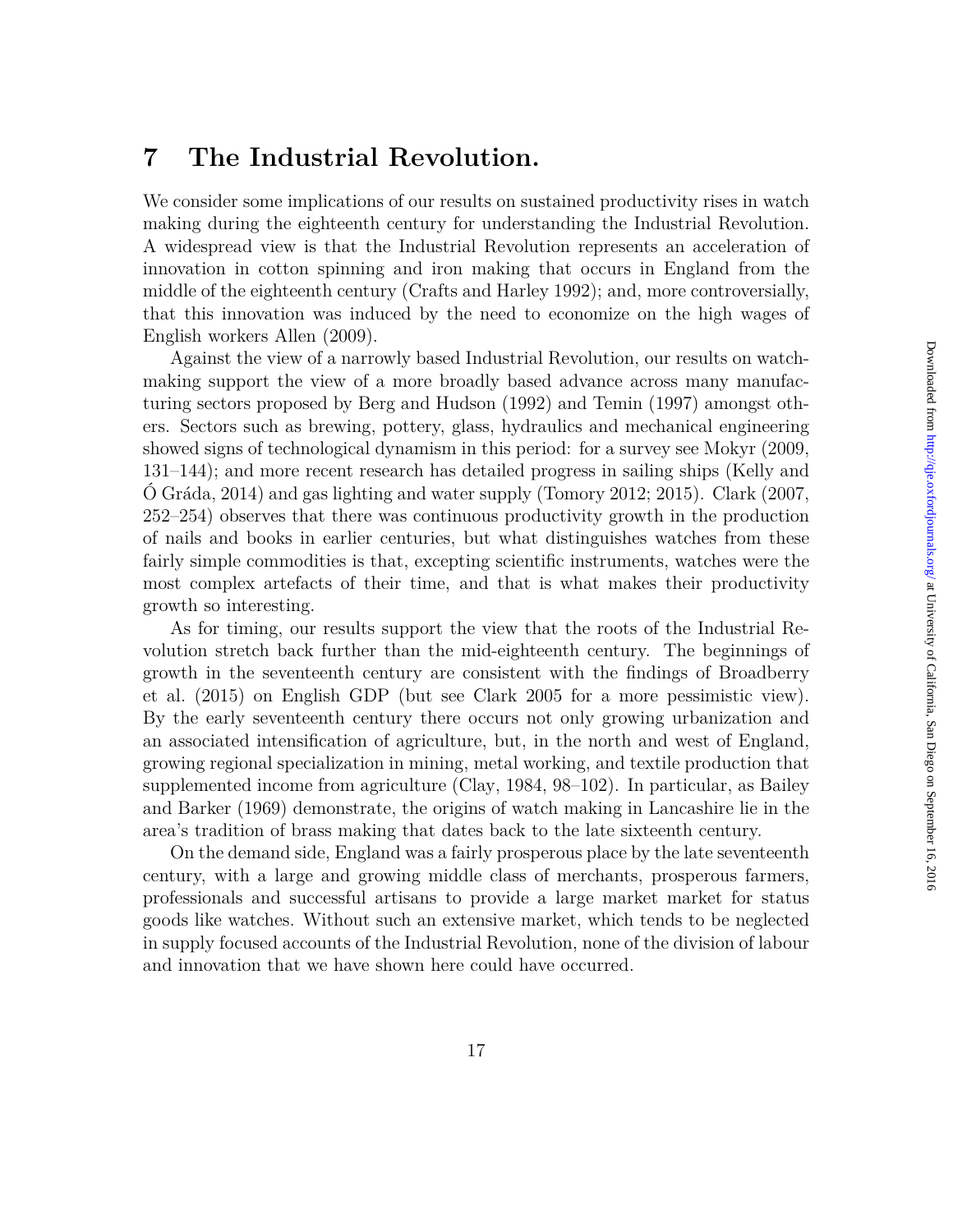## 7 The Industrial Revolution.

We consider some implications of our results on sustained productivity rises in watch making during the eighteenth century for understanding the Industrial Revolution. A widespread view is that the Industrial Revolution represents an acceleration of innovation in cotton spinning and iron making that occurs in England from the middle of the eighteenth century (Crafts and Harley 1992); and, more controversially, that this innovation was induced by the need to economize on the high wages of English workers Allen (2009).

Against the view of a narrowly based Industrial Revolution, our results on watch-making support the view of a more broadly based advance across many manufacturing sectors proposed by Berg and Hudson (1992) and Temin (1997) amongst others. Sectors such as brewing, pottery, glass, hydraulics and mechanical engineering showed signs of technological dynamism in this period: for a survey see Mokyr (2009, 131–144); and more recent research has detailed progress in sailing ships (Kelly and Ó Gráda, 2014) and gas lighting and water supply (Tomory 2012; 2015). Clark (2007, 252–254) observes that there was continuous productivity growth in the production of nails and books in earlier centuries, but what distinguishes watches from these fairly simple commodities is that, excepting scientific instruments, watches were the most complex artefacts of their time, and that is what makes their productivity growth so interesting.

As for timing, our results support the view that the roots of the Industrial Revolution stretch back further than the mid-eighteenth century. The beginnings of growth in the seventeenth century are consistent with the findings of Broadberry et al. (2015) on English GDP (but see Clark 2005 for a more pessimistic view). By the early seventeenth century there occurs not only growing urbanization and an associated intensification of agriculture, but, in the north and west of England, growing regional specialization in mining, metal working, and textile production that supplemented income from agriculture (Clay, 1984, 98–102). In particular, as Bailey and Barker (1969) demonstrate, the origins of watch making in Lancashire lie in the area's tradition of brass making that dates back to the late sixteenth century.

On the demand side, England was a fairly prosperous place by the late seventeenth century, with a large and growing middle class of merchants, prosperous farmers, professionals and successful artisans to provide a large market market for status goods like watches. Without such an extensive market, which tends to be neglected in supply focused accounts of the Industrial Revolution, none of the division of labour and innovation that we have shown here could have occurred.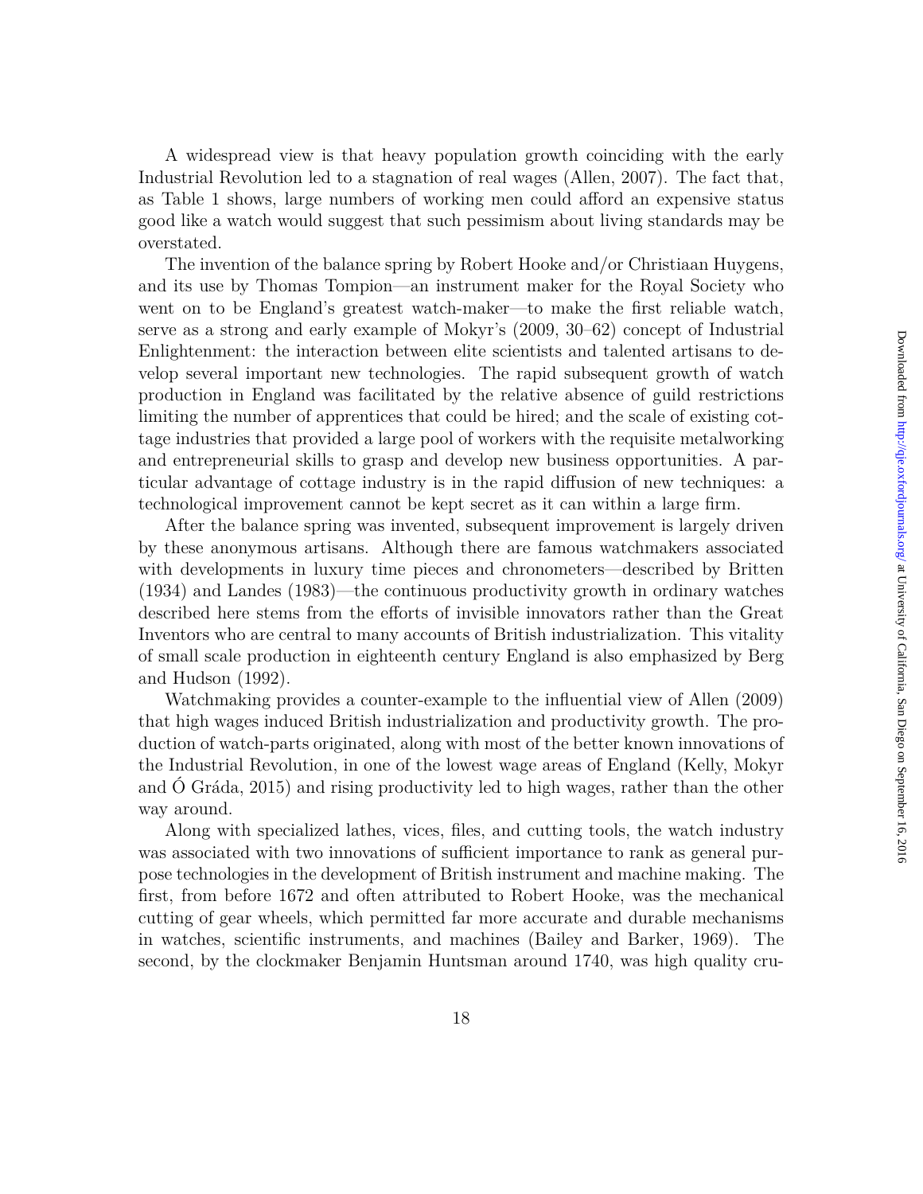A widespread view is that heavy population growth coinciding with the early Industrial Revolution led to a stagnation of real wages (Allen, 2007). The fact that, as Table 1 shows, large numbers of working men could afford an expensive status good like a watch would suggest that such pessimism about living standards may be overstated.

The invention of the balance spring by Robert Hooke and/or Christiaan Huygens, and its use by Thomas Tompion—an instrument maker for the Royal Society who went on to be England's greatest watch-maker—to make the first reliable watch, serve as a strong and early example of Mokyr's (2009, 30–62) concept of Industrial Enlightenment: the interaction between elite scientists and talented artisans to develop several important new technologies. The rapid subsequent growth of watch production in England was facilitated by the relative absence of guild restrictions limiting the number of apprentices that could be hired; and the scale of existing cottage industries that provided a large pool of workers with the requisite metalworking and entrepreneurial skills to grasp and develop new business opportunities. A particular advantage of cottage industry is in the rapid diffusion of new techniques: a technological improvement cannot be kept secret as it can within a large firm.

After the balance spring was invented, subsequent improvement is largely driven by these anonymous artisans. Although there are famous watchmakers associated with developments in luxury time pieces and chronometers—described by Britten (1934) and Landes (1983)—the continuous productivity growth in ordinary watches described here stems from the efforts of invisible innovators rather than the Great Inventors who are central to many accounts of British industrialization. This vitality of small scale production in eighteenth century England is also emphasized by Berg and Hudson (1992).

Watchmaking provides a counter-example to the influential view of Allen (2009) that high wages induced British industrialization and productivity growth. The production of watch-parts originated, along with most of the better known innovations of the Industrial Revolution, in one of the lowest wage areas of England (Kelly, Mokyr and Ó Gráda, 2015) and rising productivity led to high wages, rather than the other way around.

Along with specialized lathes, vices, files, and cutting tools, the watch industry was associated with two innovations of sufficient importance to rank as general purpose technologies in the development of British instrument and machine making. The first, from before 1672 and often attributed to Robert Hooke, was the mechanical cutting of gear wheels, which permitted far more accurate and durable mechanisms in watches, scientific instruments, and machines (Bailey and Barker, 1969). The second, by the clockmaker Benjamin Huntsman around 1740, was high quality cru-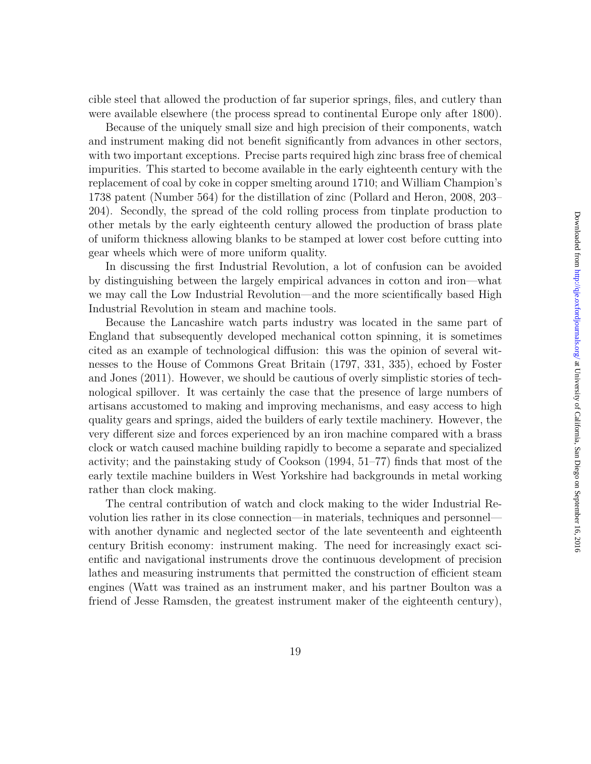cible steel that allowed the production of far superior springs, files, and cutlery than were available elsewhere (the process spread to continental Europe only after 1800).

Because of the uniquely small size and high precision of their components, watch and instrument making did not benefit significantly from advances in other sectors, with two important exceptions. Precise parts required high zinc brass free of chemical impurities. This started to become available in the early eighteenth century with the replacement of coal by coke in copper smelting around 1710; and William Champion's 1738 patent (Number 564) for the distillation of zinc (Pollard and Heron, 2008, 203–204). Secondly, the spread of the cold rolling process from tinplate production to other metals by the early eighteenth century allowed the production of brass plate of uniform thickness allowing blanks to be stamped at lower cost before cutting into gear wheels which were of more uniform quality.

In discussing the first Industrial Revolution, a lot of confusion can be avoided by distinguishing between the largely empirical advances in cotton and iron—what we may call the Low Industrial Revolution—and the more scientifically based High Industrial Revolution in steam and machine tools.

Because the Lancashire watch parts industry was located in the same part of England that subsequently developed mechanical cotton spinning, it is sometimes cited as an example of technological diffusion: this was the opinion of several witnesses to the House of Commons Great Britain (1797, 331, 335), echoed by Foster and Jones (2011). However, we should be cautious of overly simplistic stories of technological spillover. It was certainly the case that the presence of large numbers of artisans accustomed to making and improving mechanisms, and easy access to high quality gears and springs, aided the builders of early textile machinery. However, the very different size and forces experienced by an iron machine compared with a brass clock or watch caused machine building rapidly to become a separate and specialized activity; and the painstaking study of Cookson (1994, 51–77) finds that most of the early textile machine builders in West Yorkshire had backgrounds in metal working rather than clock making.

The central contribution of watch and clock making to the wider Industrial Revolution lies rather in its close connection—in materials, techniques and personnel—with another dynamic and neglected sector of the late seventeenth and eighteenth century British economy: instrument making. The need for increasingly exact scientific and navigational instruments drove the continuous development of precision lathes and measuring instruments that permitted the construction of efficient steam engines (Watt was trained as an instrument maker, and his partner Boulton was a friend of Jesse Ramsden, the greatest instrument maker of the eighteenth century),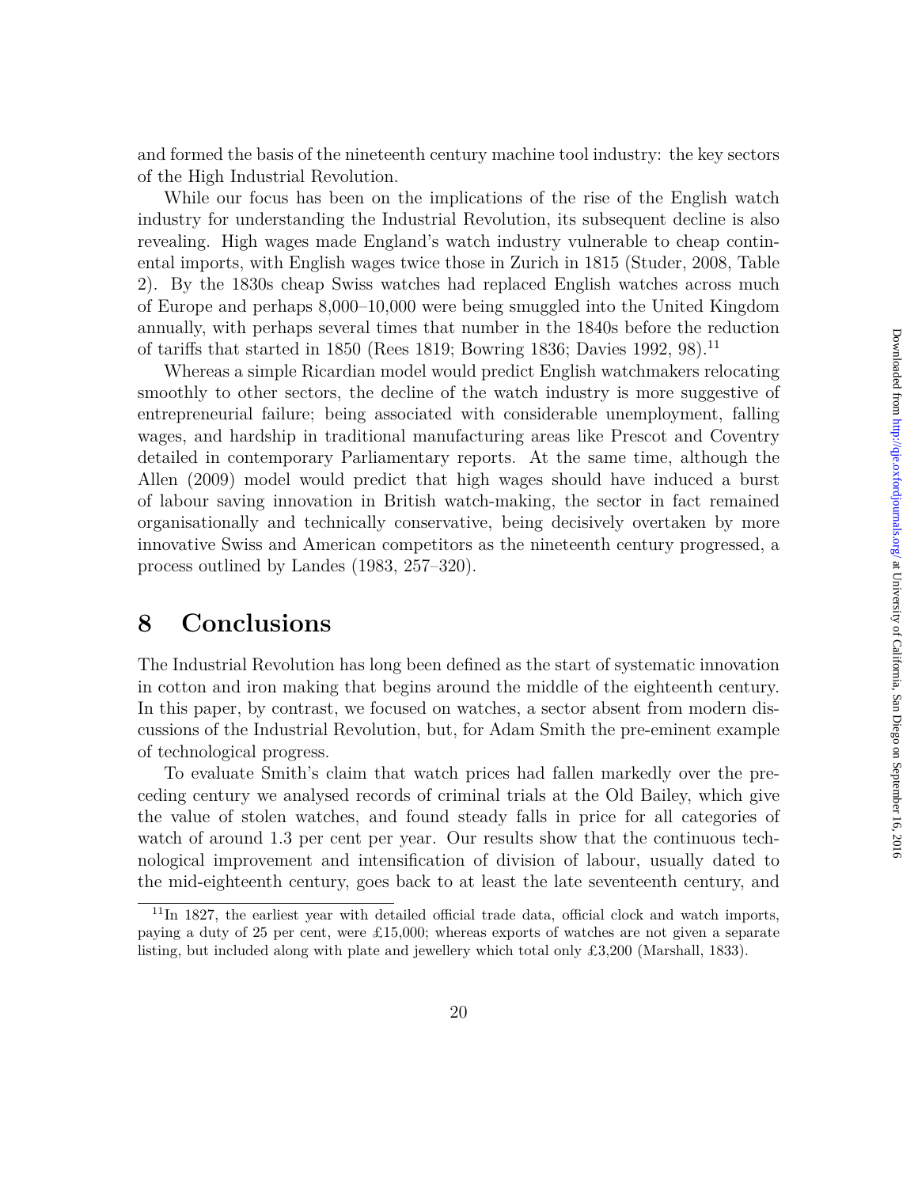and formed the basis of the nineteenth century machine tool industry: the key sectors of the High Industrial Revolution.

While our focus has been on the implications of the rise of the English watch industry for understanding the Industrial Revolution, its subsequent decline is also revealing. High wages made England's watch industry vulnerable to cheap continental imports, with English wages twice those in Zurich in 1815 (Studer, 2008, Table 2). By the 1830s cheap Swiss watches had replaced English watches across much of Europe and perhaps 8,000–10,000 were being smuggled into the United Kingdom annually, with perhaps several times that number in the 1840s before the reduction of tariffs that started in 1850 (Rees 1819; Bowring 1836; Davies 1992, 98).[11]

Whereas a simple Ricardian model would predict English watchmakers relocating smoothly to other sectors, the decline of the watch industry is more suggestive of entrepreneurial failure; being associated with considerable unemployment, falling wages, and hardship in traditional manufacturing areas like Prescot and Coventry detailed in contemporary Parliamentary reports. At the same time, although the Allen (2009) model would predict that high wages should have induced a burst of labour saving innovation in British watch-making, the sector in fact remained organisationally and technically conservative, being decisively overtaken by more innovative Swiss and American competitors as the nineteenth century progressed, a process outlined by Landes (1983, 257–320).

# 8 Conclusions

The Industrial Revolution has long been defined as the start of systematic innovation in cotton and iron making that begins around the middle of the eighteenth century. In this paper, by contrast, we focused on watches, a sector absent from modern discussions of the Industrial Revolution, but, for Adam Smith the pre-eminent example of technological progress.

To evaluate Smith's claim that watch prices had fallen markedly over the preceding century we analysed records of criminal trials at the Old Bailey, which give the value of stolen watches, and found steady falls in price for all categories of watch of around 1.3 per cent per year. Our results show that the continuous technological improvement and intensification of division of labour, usually dated to the mid-eighteenth century, goes back to at least the late seventeenth century, and

[11] In 1827, the earliest year with detailed official trade data, official clock and watch imports, paying a duty of 25 per cent, were £15,000; whereas exports of watches are not given a separate listing, but included along with plate and jewellery which total only £3,200 (Marshall, 1833).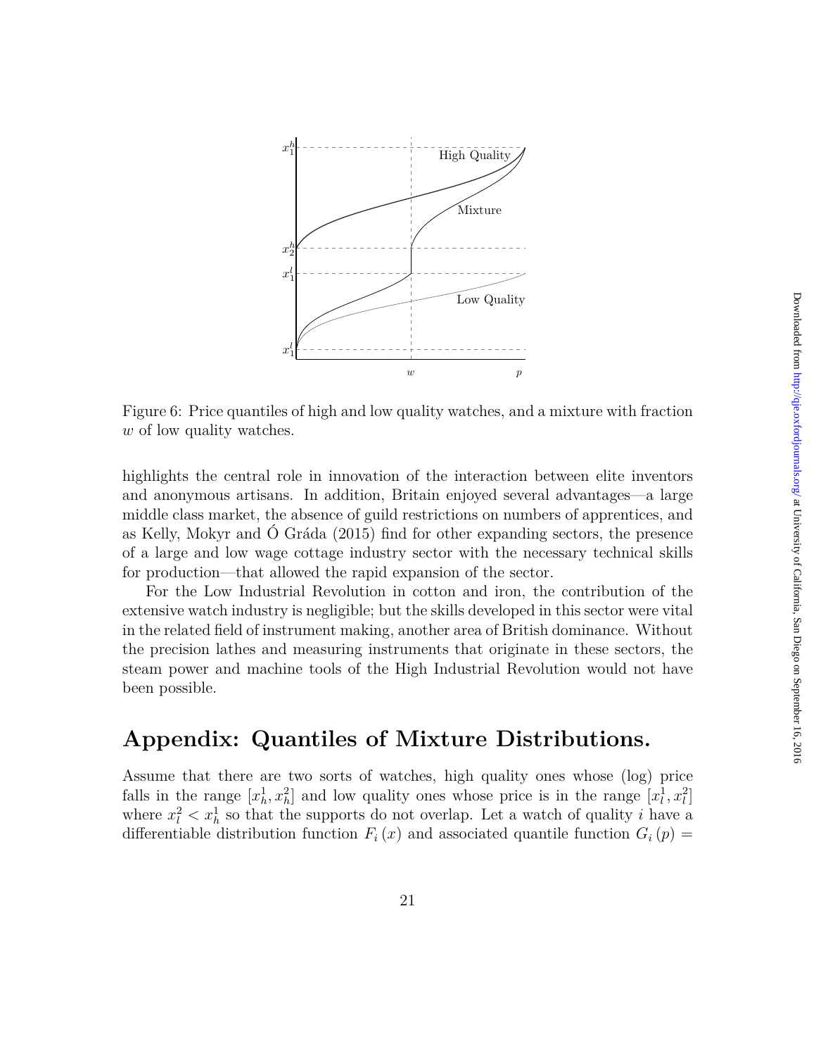Figure 6: Price quantiles of high and low quality watches, and a mixture with fraction $w$ of low quality watches.

highlights the central role in innovation of the interaction between elite inventors and anonymous artisans. In addition, Britain enjoyed several advantages—a large middle class market, the absence of guild restrictions on numbers of apprentices, and as Kelly, Mokyr and Ó Gráda (2015) find for other expanding sectors, the presence of a large and low wage cottage industry sector with the necessary technical skills for production—that allowed the rapid expansion of the sector.

For the Low Industrial Revolution in cotton and iron, the contribution of the extensive watch industry is negligible; but the skills developed in this sector were vital in the related field of instrument making, another area of British dominance. Without the precision lathes and measuring instruments that originate in these sectors, the steam power and machine tools of the High Industrial Revolution would not have been possible.

## Appendix: Quantiles of Mixture Distributions.

Assume that there are two sorts of watches, high quality ones whose (log) price falls in the range $[x_h^1, x_h^2]$ and low quality ones whose price is in the range $[x_l^1, x_l^2]$ where $x_l^2 < x_h^1$ so that the supports do not overlap. Let a watch of quality $i$ have a differentiable distribution function $F_i(x)$ and associated quantile function $G_i(p) =$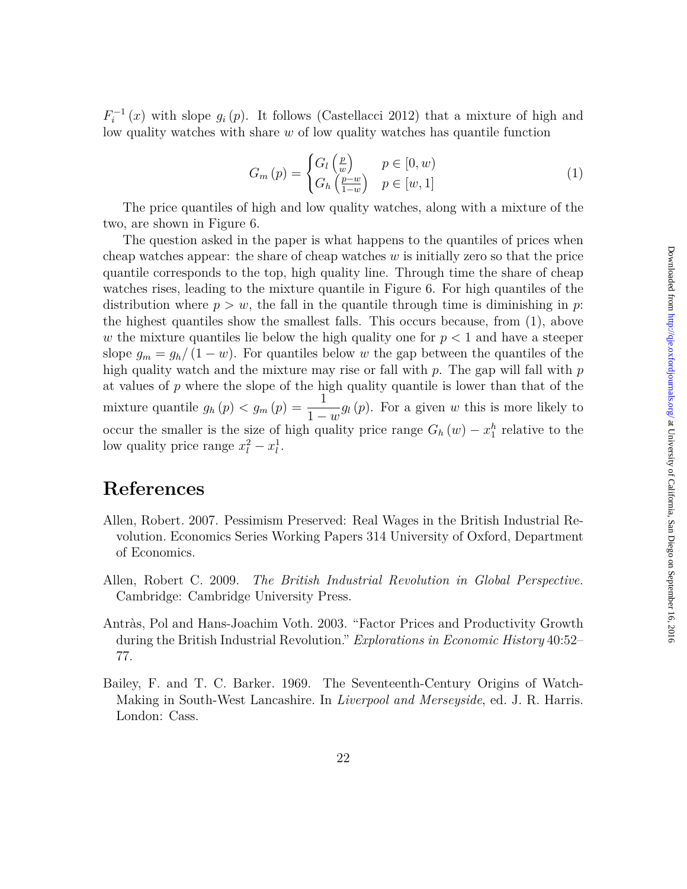$F_i^{-1}(x)$ with slope $g_i(p)$. It follows (Castellacci 2012) that a mixture of high and low quality watches with share $w$ of low quality watches has quantile function

$$G_m(p) = \begin{cases} G_l\left(\frac{p}{w}\right) & p \in [0, w) \\ G_h\left(\frac{p-w}{1-w}\right) & p \in [w, 1] \end{cases} \tag{1}$$

The price quantiles of high and low quality watches, along with a mixture of the two, are shown in Figure 6.

The question asked in the paper is what happens to the quantiles of prices when cheap watches appear: the share of cheap watches $w$ is initially zero so that the price quantile corresponds to the top, high quality line. Through time the share of cheap watches rises, leading to the mixture quantile in Figure 6. For high quantiles of the distribution where $p > w$, the fall in the quantile through time is diminishing in $p$: the highest quantiles show the smallest falls. This occurs because, from (1), above $w$ the mixture quantiles lie below the high quality one for $p < 1$ and have a steeper slope $g_m = g_h/(1-w)$. For quantiles below $w$ the gap between the quantiles of the high quality watch and the mixture may rise or fall with $p$. The gap will fall with $p$ at values of $p$ where the slope of the high quality quantile is lower than that of the mixture quantile $g_h(p) < g_m(p) = \dfrac{1}{1-w} g_l(p)$. For a given $w$ this is more likely to occur the smaller is the size of high quality price range $G_h(w) - x_1^h$ relative to the low quality price range $x_l^2 - x_l^1$.

# References

Allen, Robert. 2007. Pessimism Preserved: Real Wages in the British Industrial Revolution. Economics Series Working Papers 314 University of Oxford, Department of Economics.

Allen, Robert C. 2009. *The British Industrial Revolution in Global Perspective.* Cambridge: Cambridge University Press.

Antràs, Pol and Hans-Joachim Voth. 2003. "Factor Prices and Productivity Growth during the British Industrial Revolution." *Explorations in Economic History* 40:52–77.

Bailey, F. and T. C. Barker. 1969. The Seventeenth-Century Origins of Watch-Making in South-West Lancashire. In *Liverpool and Merseyside*, ed. J. R. Harris. London: Cass.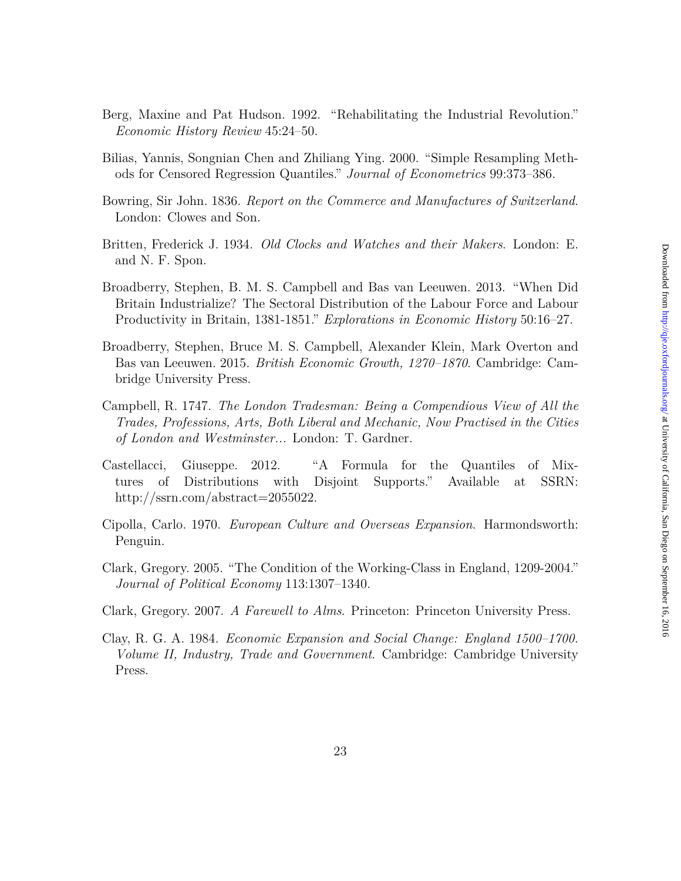Berg, Maxine and Pat Hudson. 1992. "Rehabilitating the Industrial Revolution." *Economic History Review* 45:24–50.

Bilias, Yannis, Songnian Chen and Zhiliang Ying. 2000. "Simple Resampling Methods for Censored Regression Quantiles." *Journal of Econometrics* 99:373–386.

Bowring, Sir John. 1836. *Report on the Commerce and Manufactures of Switzerland*. London: Clowes and Son.

Britten, Frederick J. 1934. *Old Clocks and Watches and their Makers*. London: E. and N. F. Spon.

Broadberry, Stephen, B. M. S. Campbell and Bas van Leeuwen. 2013. "When Did Britain Industrialize? The Sectoral Distribution of the Labour Force and Labour Productivity in Britain, 1381-1851." *Explorations in Economic History* 50:16–27.

Broadberry, Stephen, Bruce M. S. Campbell, Alexander Klein, Mark Overton and Bas van Leeuwen. 2015. *British Economic Growth, 1270–1870*. Cambridge: Cambridge University Press.

Campbell, R. 1747. *The London Tradesman: Being a Compendious View of All the Trades, Professions, Arts, Both Liberal and Mechanic, Now Practised in the Cities of London and Westminster...* London: T. Gardner.

Castellacci, Giuseppe. 2012. "A Formula for the Quantiles of Mixtures of Distributions with Disjoint Supports." Available at SSRN: http://ssrn.com/abstract=2055022.

Cipolla, Carlo. 1970. *European Culture and Overseas Expansion*. Harmondsworth: Penguin.

Clark, Gregory. 2005. "The Condition of the Working-Class in England, 1209-2004." *Journal of Political Economy* 113:1307–1340.

Clark, Gregory. 2007. *A Farewell to Alms*. Princeton: Princeton University Press.

Clay, R. G. A. 1984. *Economic Expansion and Social Change: England 1500–1700. Volume II, Industry, Trade and Government*. Cambridge: Cambridge University Press.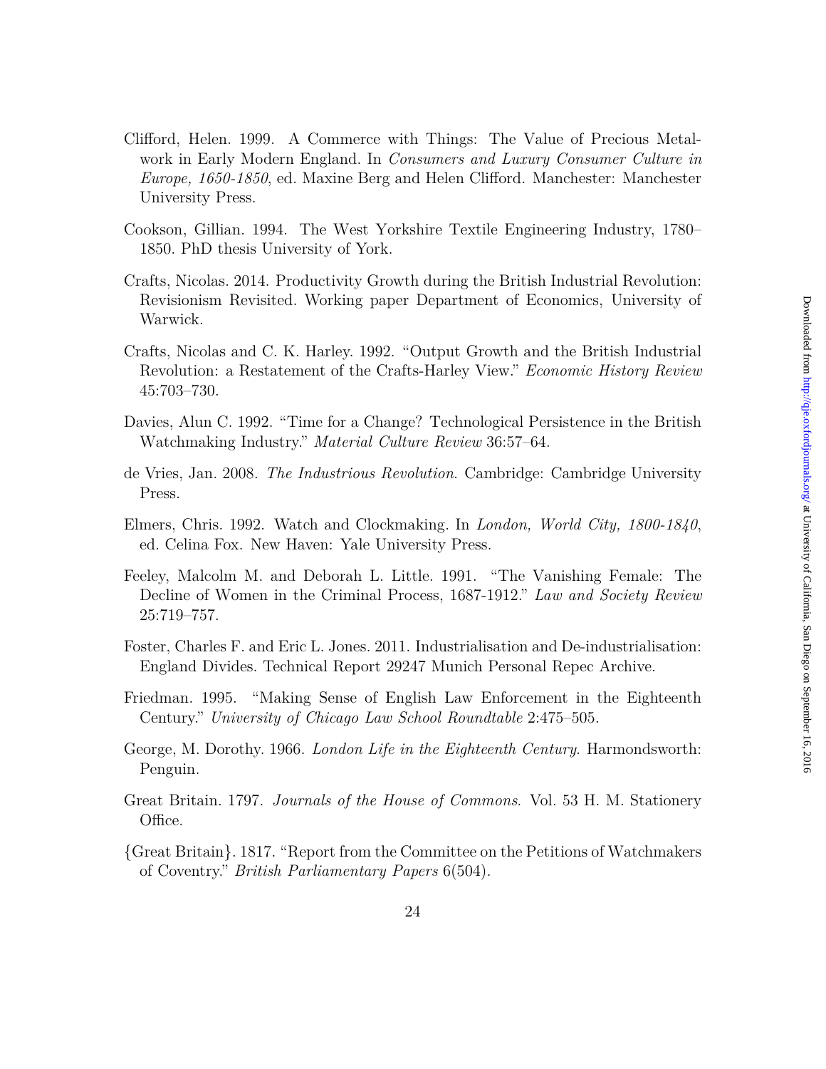Clifford, Helen. 1999. A Commerce with Things: The Value of Precious Metalwork in Early Modern England. In *Consumers and Luxury Consumer Culture in Europe, 1650-1850*, ed. Maxine Berg and Helen Clifford. Manchester: Manchester University Press.

Cookson, Gillian. 1994. The West Yorkshire Textile Engineering Industry, 1780–1850. PhD thesis University of York.

Crafts, Nicolas. 2014. Productivity Growth during the British Industrial Revolution: Revisionism Revisited. Working paper Department of Economics, University of Warwick.

Crafts, Nicolas and C. K. Harley. 1992. "Output Growth and the British Industrial Revolution: a Restatement of the Crafts-Harley View." *Economic History Review* 45:703–730.

Davies, Alun C. 1992. "Time for a Change? Technological Persistence in the British Watchmaking Industry." *Material Culture Review* 36:57–64.

de Vries, Jan. 2008. *The Industrious Revolution*. Cambridge: Cambridge University Press.

Elmers, Chris. 1992. Watch and Clockmaking. In *London, World City, 1800-1840*, ed. Celina Fox. New Haven: Yale University Press.

Feeley, Malcolm M. and Deborah L. Little. 1991. "The Vanishing Female: The Decline of Women in the Criminal Process, 1687-1912." *Law and Society Review* 25:719–757.

Foster, Charles F. and Eric L. Jones. 2011. Industrialisation and De-industrialisation: England Divides. Technical Report 29247 Munich Personal Repec Archive.

Friedman. 1995. "Making Sense of English Law Enforcement in the Eighteenth Century." *University of Chicago Law School Roundtable* 2:475–505.

George, M. Dorothy. 1966. *London Life in the Eighteenth Century*. Harmondsworth: Penguin.

Great Britain. 1797. *Journals of the House of Commons*. Vol. 53 H. M. Stationery Office.

{Great Britain}. 1817. "Report from the Committee on the Petitions of Watchmakers of Coventry." *British Parliamentary Papers* 6(504).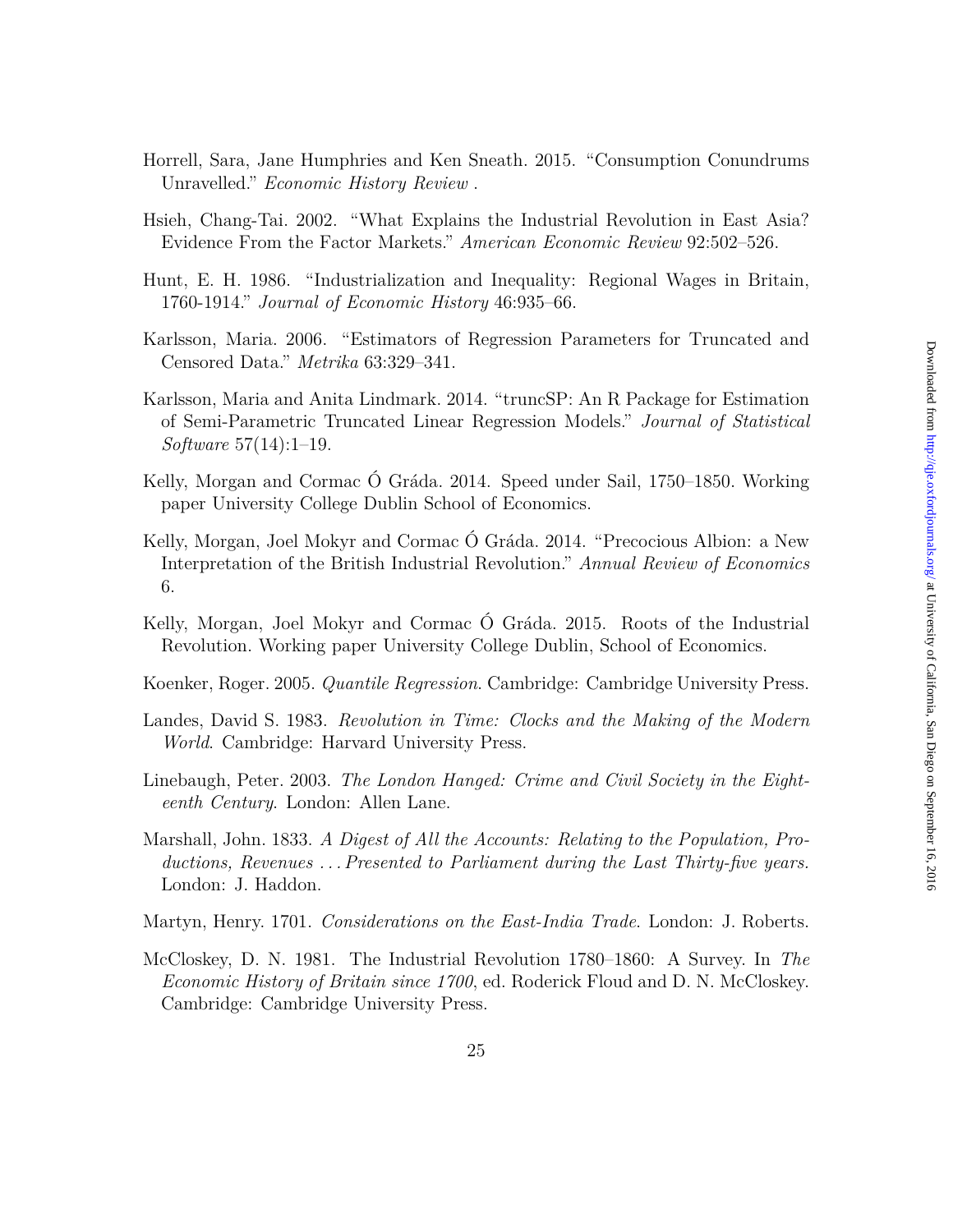Horrell, Sara, Jane Humphries and Ken Sneath. 2015. "Consumption Conundrums Unravelled." *Economic History Review* .

Hsieh, Chang-Tai. 2002. "What Explains the Industrial Revolution in East Asia? Evidence From the Factor Markets." *American Economic Review* 92:502–526.

Hunt, E. H. 1986. "Industrialization and Inequality: Regional Wages in Britain, 1760-1914." *Journal of Economic History* 46:935–66.

Karlsson, Maria. 2006. "Estimators of Regression Parameters for Truncated and Censored Data." *Metrika* 63:329–341.

Karlsson, Maria and Anita Lindmark. 2014. "truncSP: An R Package for Estimation of Semi-Parametric Truncated Linear Regression Models." *Journal of Statistical Software* 57(14):1–19.

Kelly, Morgan and Cormac Ó Gráda. 2014. Speed under Sail, 1750–1850. Working paper University College Dublin School of Economics.

Kelly, Morgan, Joel Mokyr and Cormac Ó Gráda. 2014. "Precocious Albion: a New Interpretation of the British Industrial Revolution." *Annual Review of Economics* 6.

Kelly, Morgan, Joel Mokyr and Cormac Ó Gráda. 2015. Roots of the Industrial Revolution. Working paper University College Dublin, School of Economics.

Koenker, Roger. 2005. *Quantile Regression*. Cambridge: Cambridge University Press.

Landes, David S. 1983. *Revolution in Time: Clocks and the Making of the Modern World*. Cambridge: Harvard University Press.

Linebaugh, Peter. 2003. *The London Hanged: Crime and Civil Society in the Eighteenth Century*. London: Allen Lane.

Marshall, John. 1833. *A Digest of All the Accounts: Relating to the Population, Productions, Revenues ... Presented to Parliament during the Last Thirty-five years.* London: J. Haddon.

Martyn, Henry. 1701. *Considerations on the East-India Trade*. London: J. Roberts.

McCloskey, D. N. 1981. The Industrial Revolution 1780–1860: A Survey. In *The Economic History of Britain since 1700*, ed. Roderick Floud and D. N. McCloskey. Cambridge: Cambridge University Press.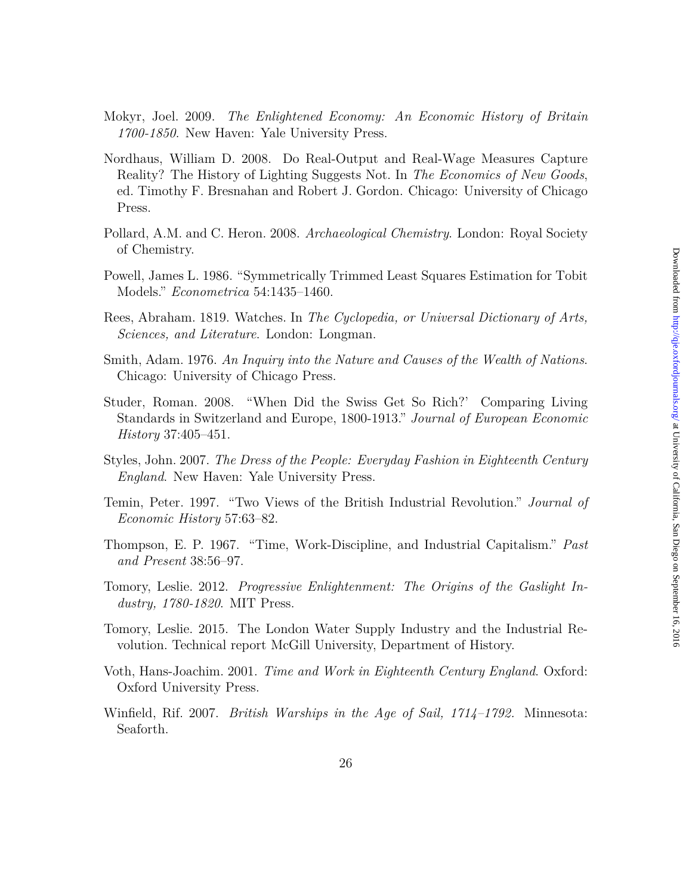Mokyr, Joel. 2009. *The Enlightened Economy: An Economic History of Britain 1700-1850*. New Haven: Yale University Press.

Nordhaus, William D. 2008. Do Real-Output and Real-Wage Measures Capture Reality? The History of Lighting Suggests Not. In *The Economics of New Goods*, ed. Timothy F. Bresnahan and Robert J. Gordon. Chicago: University of Chicago Press.

Pollard, A.M. and C. Heron. 2008. *Archaeological Chemistry*. London: Royal Society of Chemistry.

Powell, James L. 1986. "Symmetrically Trimmed Least Squares Estimation for Tobit Models." *Econometrica* 54:1435–1460.

Rees, Abraham. 1819. Watches. In *The Cyclopedia, or Universal Dictionary of Arts, Sciences, and Literature*. London: Longman.

Smith, Adam. 1976. *An Inquiry into the Nature and Causes of the Wealth of Nations*. Chicago: University of Chicago Press.

Studer, Roman. 2008. "When Did the Swiss Get So Rich?' Comparing Living Standards in Switzerland and Europe, 1800-1913." *Journal of European Economic History* 37:405–451.

Styles, John. 2007. *The Dress of the People: Everyday Fashion in Eighteenth Century England*. New Haven: Yale University Press.

Temin, Peter. 1997. "Two Views of the British Industrial Revolution." *Journal of Economic History* 57:63–82.

Thompson, E. P. 1967. "Time, Work-Discipline, and Industrial Capitalism." *Past and Present* 38:56–97.

Tomory, Leslie. 2012. *Progressive Enlightenment: The Origins of the Gaslight Industry, 1780-1820*. MIT Press.

Tomory, Leslie. 2015. The London Water Supply Industry and the Industrial Revolution. Technical report McGill University, Department of History.

Voth, Hans-Joachim. 2001. *Time and Work in Eighteenth Century England*. Oxford: Oxford University Press.

Winfield, Rif. 2007. *British Warships in the Age of Sail, 1714–1792*. Minnesota: Seaforth.